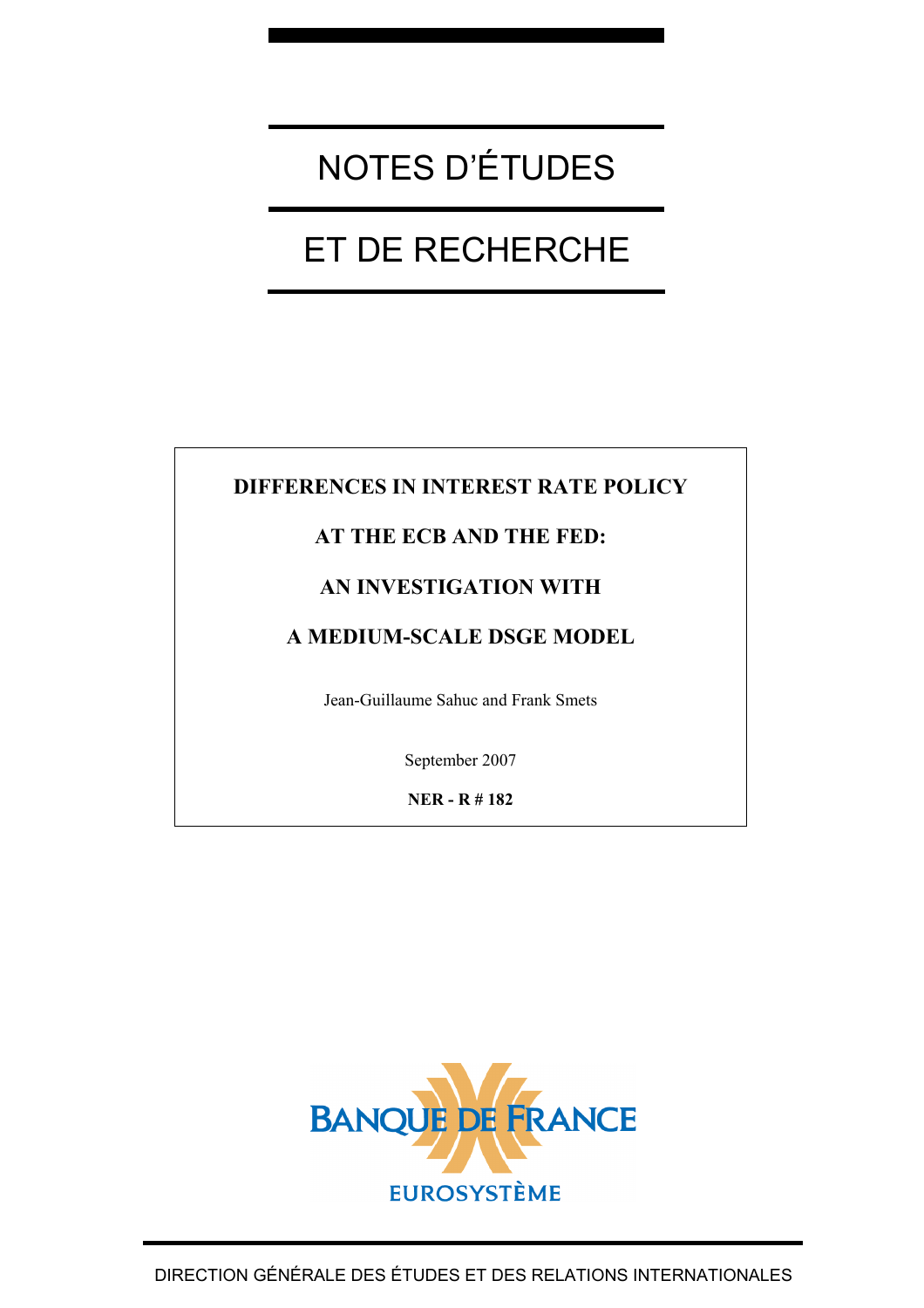# NOTES D'ÉTUDES

# ET DE RECHERCHE

**DIFFERENCES IN INTEREST RATE POLICY**

**AT THE ECB AND THE FED:**

**AN INVESTIGATION WITH**

**A MEDIUM-SCALE DSGE MODEL**

Jean-Guillaume Sahuc and Frank Smets

September 2007

**NER - R # 182**

BANQUE DE FRANCE

EUROSYSTÈME

DIRECTION GÉNÉRALE DES ÉTUDES ET DES RELATIONS INTERNATIONALES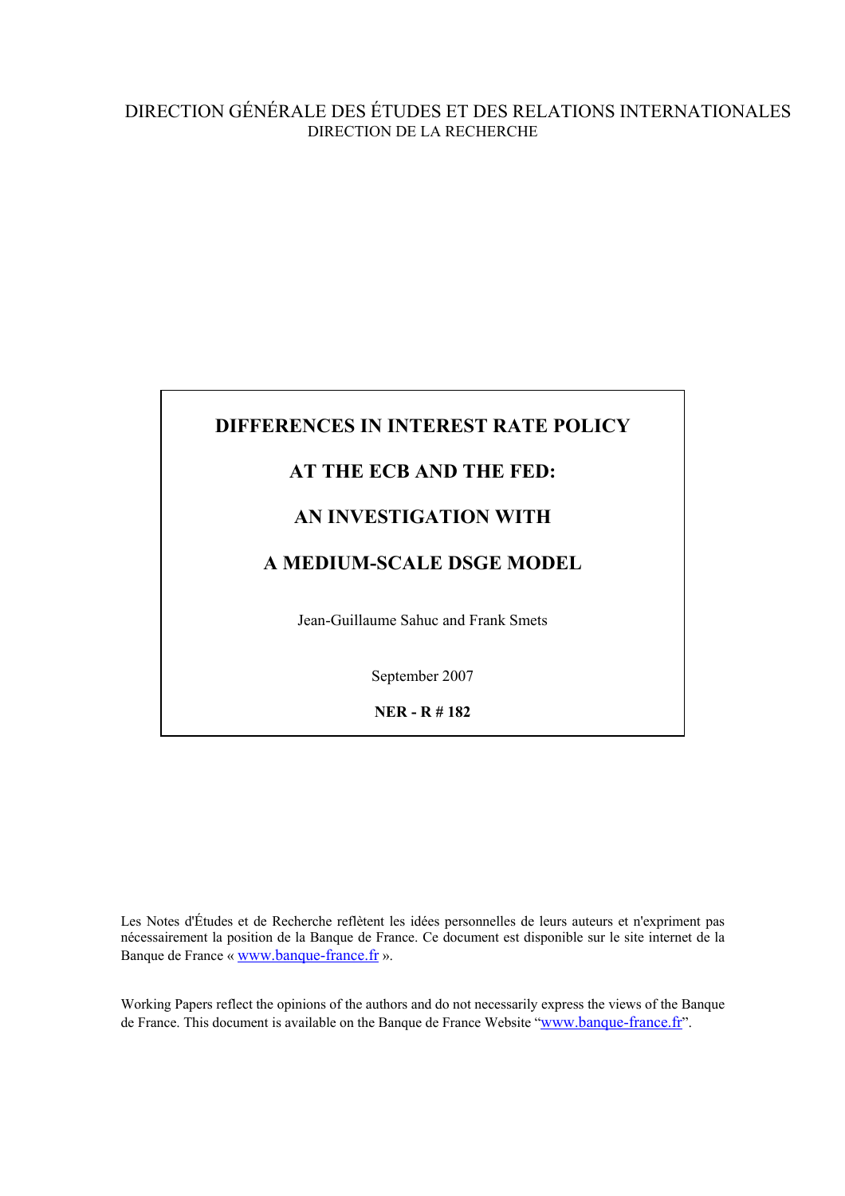DIRECTION GÉNÉRALE DES ÉTUDES ET DES RELATIONS INTERNATIONALES

DIRECTION DE LA RECHERCHE

# DIFFERENCES IN INTEREST RATE POLICY AT THE ECB AND THE FED: AN INVESTIGATION WITH A MEDIUM-SCALE DSGE MODEL

Jean-Guillaume Sahuc and Frank Smets

September 2007

**NER - R # 182**

Les Notes d'Études et de Recherche reflètent les idées personnelles de leurs auteurs et n'expriment pas nécessairement la position de la Banque de France. Ce document est disponible sur le site internet de la Banque de France « www.banque-france.fr ».

Working Papers reflect the opinions of the authors and do not necessarily express the views of the Banque de France. This document is available on the Banque de France Website "www.banque-france.fr".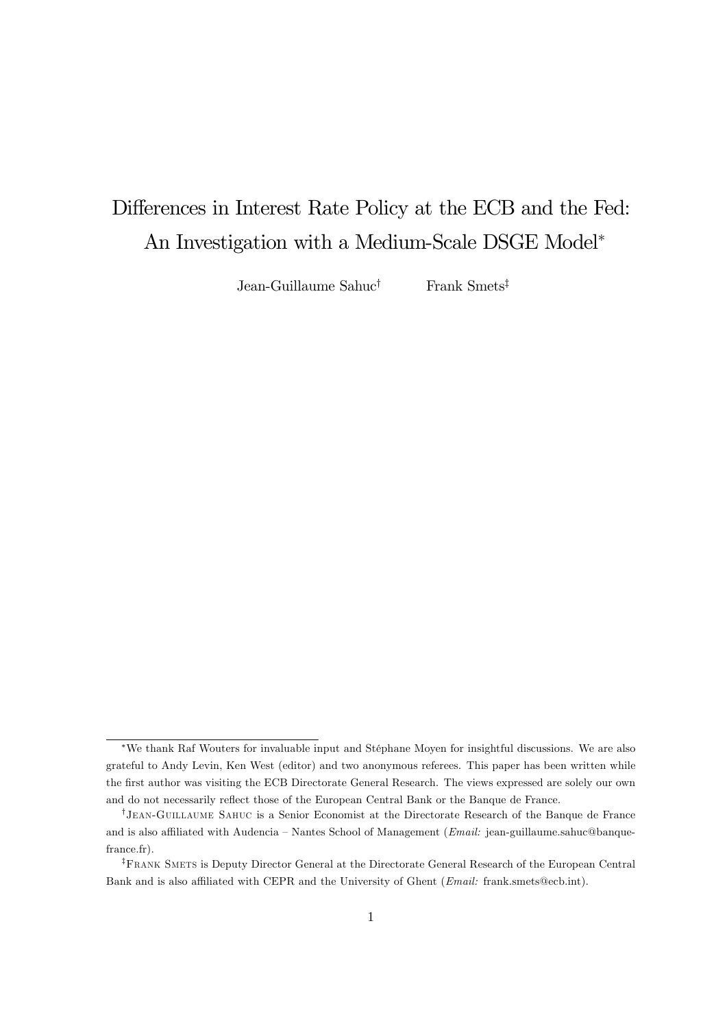# Differences in Interest Rate Policy at the ECB and the Fed: An Investigation with a Medium-Scale DSGE Model*

Jean-Guillaume Sahuc†  Frank Smets‡

---

*We thank Raf Wouters for invaluable input and Stéphane Moyen for insightful discussions. We are also grateful to Andy Levin, Ken West (editor) and two anonymous referees. This paper has been written while the first author was visiting the ECB Directorate General Research. The views expressed are solely our own and do not necessarily reflect those of the European Central Bank or the Banque de France.

†Jean-Guillaume Sahuc is a Senior Economist at the Directorate Research of the Banque de France and is also affiliated with Audencia – Nantes School of Management (*Email:* jean-guillaume.sahuc@banque-france.fr).

‡Frank Smets is Deputy Director General at the Directorate General Research of the European Central Bank and is also affiliated with CEPR and the University of Ghent (*Email:* frank.smets@ecb.int).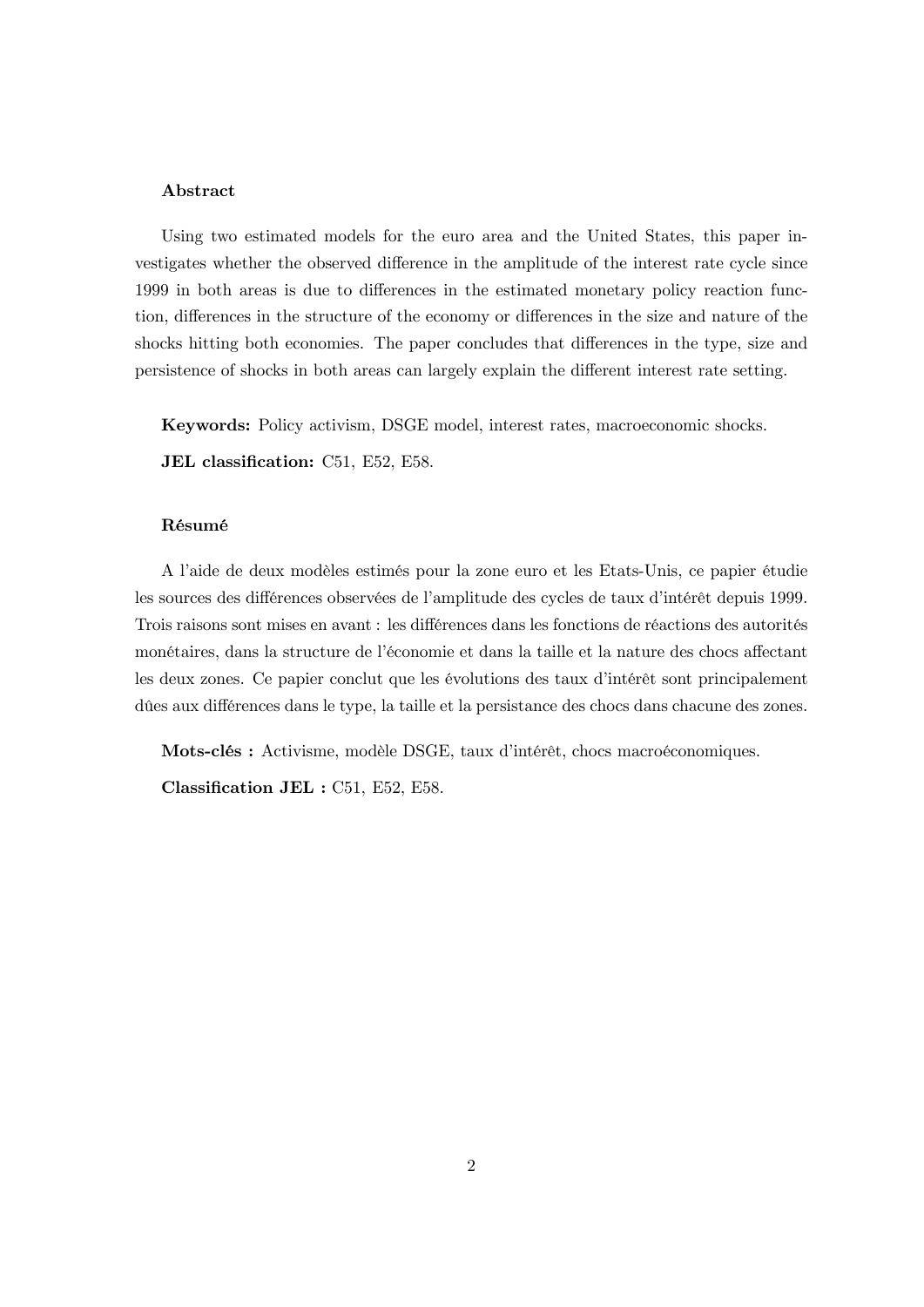### Abstract

Using two estimated models for the euro area and the United States, this paper investigates whether the observed difference in the amplitude of the interest rate cycle since 1999 in both areas is due to differences in the estimated monetary policy reaction function, differences in the structure of the economy or differences in the size and nature of the shocks hitting both economies. The paper concludes that differences in the type, size and persistence of shocks in both areas can largely explain the different interest rate setting.

**Keywords:** Policy activism, DSGE model, interest rates, macroeconomic shocks.

**JEL classification:** C51, E52, E58.

### Résumé

A l'aide de deux modèles estimés pour la zone euro et les Etats-Unis, ce papier étudie les sources des différences observées de l'amplitude des cycles de taux d'intérêt depuis 1999. Trois raisons sont mises en avant : les différences dans les fonctions de réactions des autorités monétaires, dans la structure de l'économie et dans la taille et la nature des chocs affectant les deux zones. Ce papier conclut que les évolutions des taux d'intérêt sont principalement dûes aux différences dans le type, la taille et la persistance des chocs dans chacune des zones.

**Mots-clés :** Activisme, modèle DSGE, taux d'intérêt, chocs macroéconomiques.

**Classification JEL :** C51, E52, E58.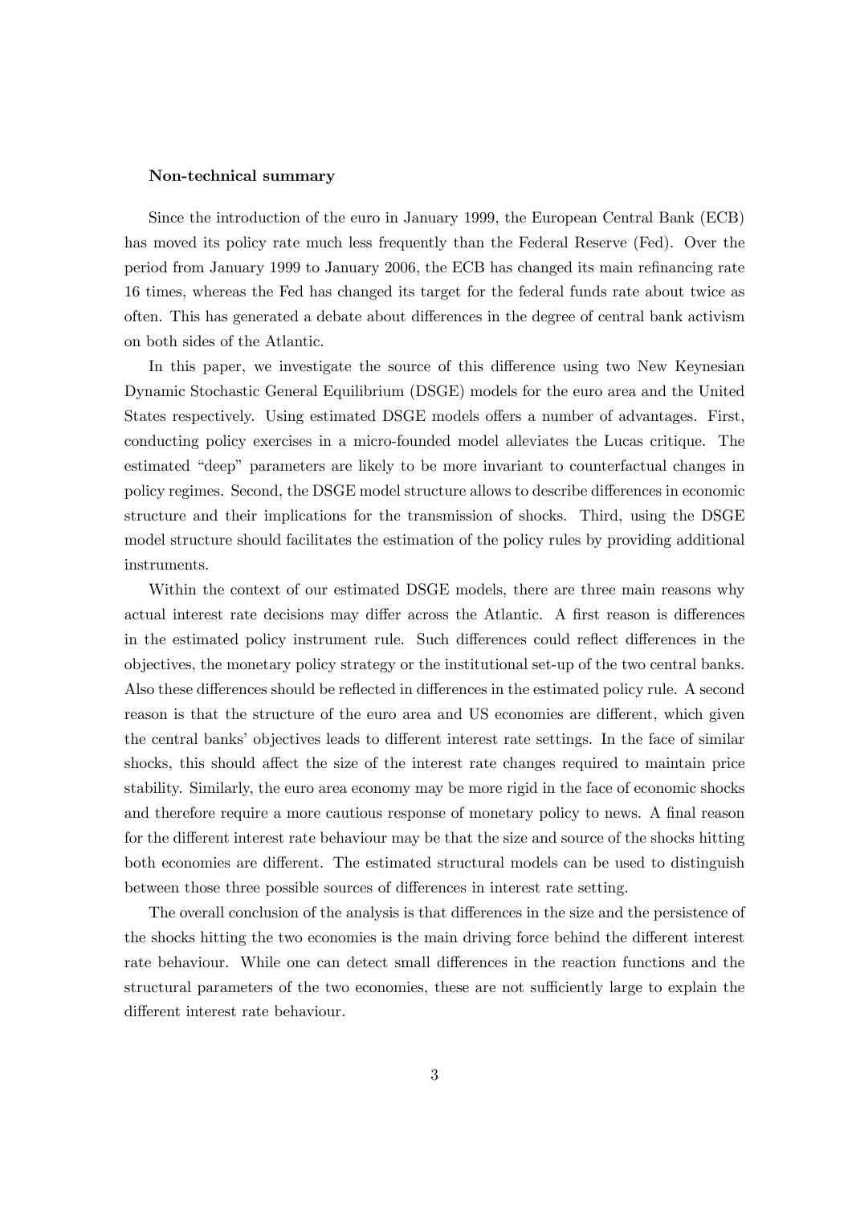**Non-technical summary**

Since the introduction of the euro in January 1999, the European Central Bank (ECB) has moved its policy rate much less frequently than the Federal Reserve (Fed). Over the period from January 1999 to January 2006, the ECB has changed its main refinancing rate 16 times, whereas the Fed has changed its target for the federal funds rate about twice as often. This has generated a debate about differences in the degree of central bank activism on both sides of the Atlantic.

In this paper, we investigate the source of this difference using two New Keynesian Dynamic Stochastic General Equilibrium (DSGE) models for the euro area and the United States respectively. Using estimated DSGE models offers a number of advantages. First, conducting policy exercises in a micro-founded model alleviates the Lucas critique. The estimated "deep" parameters are likely to be more invariant to counterfactual changes in policy regimes. Second, the DSGE model structure allows to describe differences in economic structure and their implications for the transmission of shocks. Third, using the DSGE model structure should facilitates the estimation of the policy rules by providing additional instruments.

Within the context of our estimated DSGE models, there are three main reasons why actual interest rate decisions may differ across the Atlantic. A first reason is differences in the estimated policy instrument rule. Such differences could reflect differences in the objectives, the monetary policy strategy or the institutional set-up of the two central banks. Also these differences should be reflected in differences in the estimated policy rule. A second reason is that the structure of the euro area and US economies are different, which given the central banks' objectives leads to different interest rate settings. In the face of similar shocks, this should affect the size of the interest rate changes required to maintain price stability. Similarly, the euro area economy may be more rigid in the face of economic shocks and therefore require a more cautious response of monetary policy to news. A final reason for the different interest rate behaviour may be that the size and source of the shocks hitting both economies are different. The estimated structural models can be used to distinguish between those three possible sources of differences in interest rate setting.

The overall conclusion of the analysis is that differences in the size and the persistence of the shocks hitting the two economies is the main driving force behind the different interest rate behaviour. While one can detect small differences in the reaction functions and the structural parameters of the two economies, these are not sufficiently large to explain the different interest rate behaviour.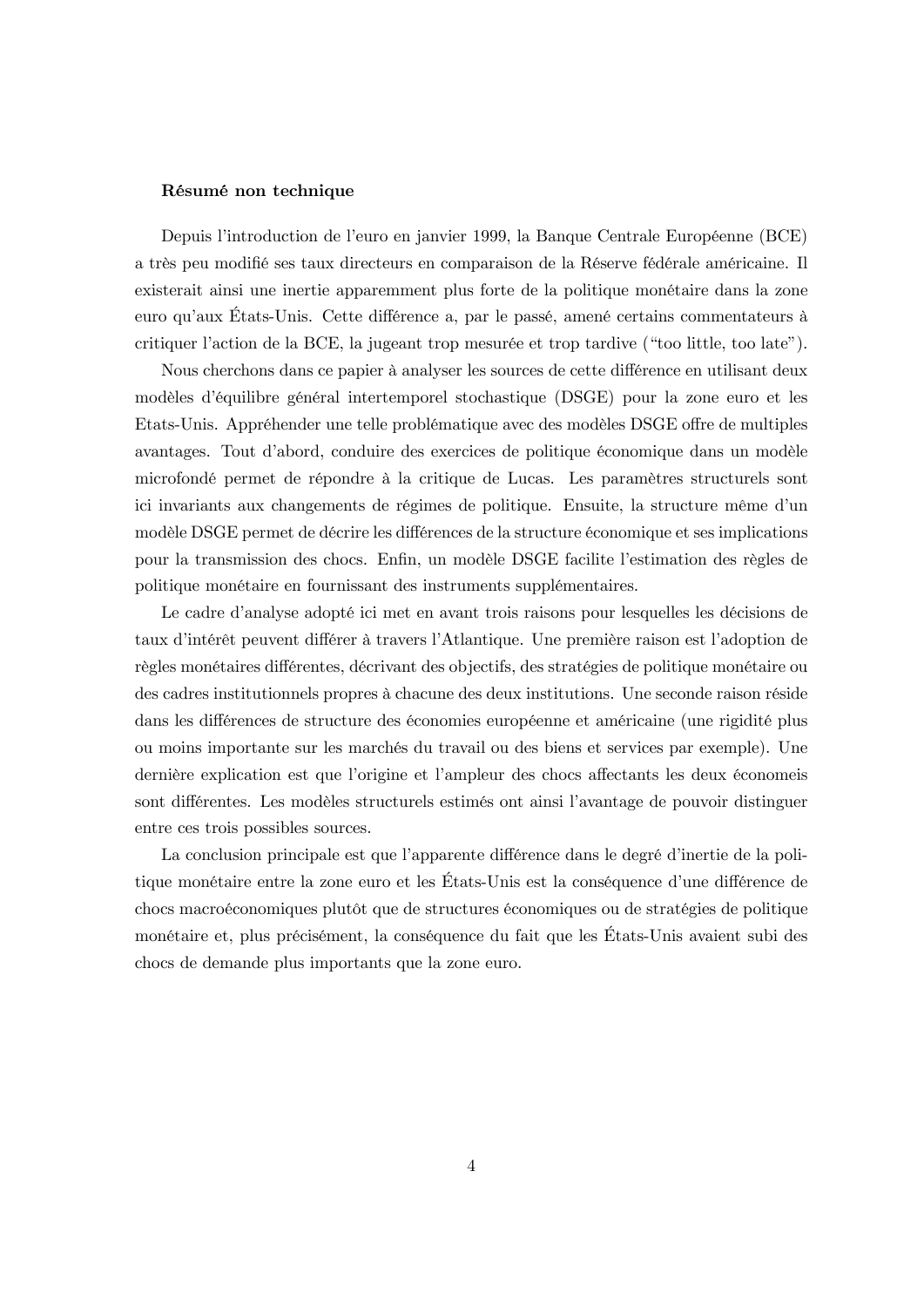**Résumé non technique**

Depuis l'introduction de l'euro en janvier 1999, la Banque Centrale Européenne (BCE) a très peu modifié ses taux directeurs en comparaison de la Réserve fédérale américaine. Il existerait ainsi une inertie apparemment plus forte de la politique monétaire dans la zone euro qu'aux États-Unis. Cette différence a, par le passé, amené certains commentateurs à critiquer l'action de la BCE, la jugeant trop mesurée et trop tardive ("too little, too late").

Nous cherchons dans ce papier à analyser les sources de cette différence en utilisant deux modèles d'équilibre général intertemporel stochastique (DSGE) pour la zone euro et les Etats-Unis. Appréhender une telle problématique avec des modèles DSGE offre de multiples avantages. Tout d'abord, conduire des exercices de politique économique dans un modèle microfondé permet de répondre à la critique de Lucas. Les paramètres structurels sont ici invariants aux changements de régimes de politique. Ensuite, la structure même d'un modèle DSGE permet de décrire les différences de la structure économique et ses implications pour la transmission des chocs. Enfin, un modèle DSGE facilite l'estimation des règles de politique monétaire en fournissant des instruments supplémentaires.

Le cadre d'analyse adopté ici met en avant trois raisons pour lesquelles les décisions de taux d'intérêt peuvent différer à travers l'Atlantique. Une première raison est l'adoption de règles monétaires différentes, décrivant des objectifs, des stratégies de politique monétaire ou des cadres institutionnels propres à chacune des deux institutions. Une seconde raison réside dans les différences de structure des économies européenne et américaine (une rigidité plus ou moins importante sur les marchés du travail ou des biens et services par exemple). Une dernière explication est que l'origine et l'ampleur des chocs affectants les deux économeis sont différentes. Les modèles structurels estimés ont ainsi l'avantage de pouvoir distinguer entre ces trois possibles sources.

La conclusion principale est que l'apparente différence dans le degré d'inertie de la politique monétaire entre la zone euro et les États-Unis est la conséquence d'une différence de chocs macroéconomiques plutôt que de structures économiques ou de stratégies de politique monétaire et, plus précisément, la conséquence du fait que les États-Unis avaient subi des chocs de demande plus importants que la zone euro.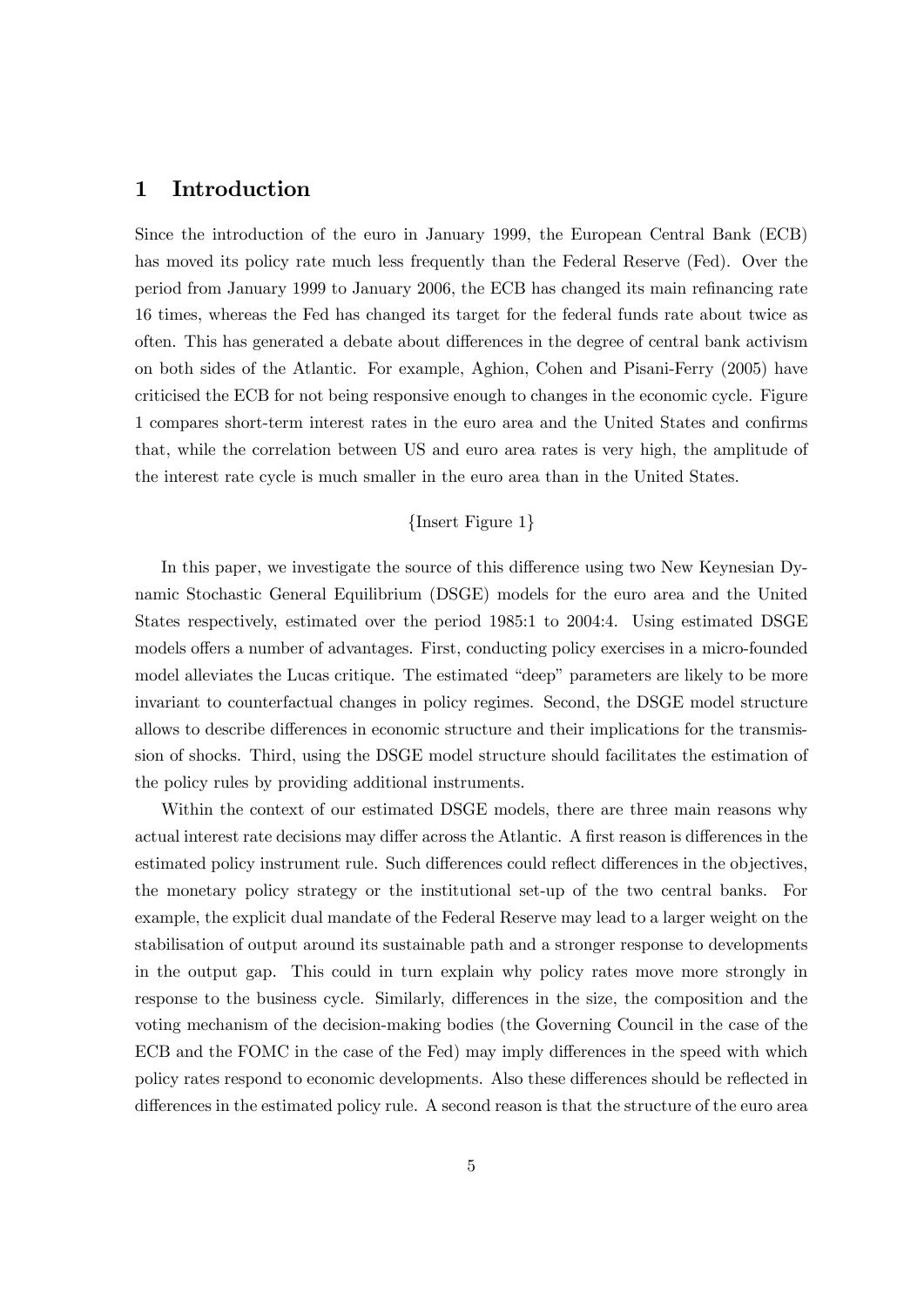# 1 Introduction

Since the introduction of the euro in January 1999, the European Central Bank (ECB) has moved its policy rate much less frequently than the Federal Reserve (Fed). Over the period from January 1999 to January 2006, the ECB has changed its main refinancing rate 16 times, whereas the Fed has changed its target for the federal funds rate about twice as often. This has generated a debate about differences in the degree of central bank activism on both sides of the Atlantic. For example, Aghion, Cohen and Pisani-Ferry (2005) have criticised the ECB for not being responsive enough to changes in the economic cycle. Figure 1 compares short-term interest rates in the euro area and the United States and confirms that, while the correlation between US and euro area rates is very high, the amplitude of the interest rate cycle is much smaller in the euro area than in the United States.

{Insert Figure 1}

In this paper, we investigate the source of this difference using two New Keynesian Dynamic Stochastic General Equilibrium (DSGE) models for the euro area and the United States respectively, estimated over the period 1985:1 to 2004:4. Using estimated DSGE models offers a number of advantages. First, conducting policy exercises in a micro-founded model alleviates the Lucas critique. The estimated "deep" parameters are likely to be more invariant to counterfactual changes in policy regimes. Second, the DSGE model structure allows to describe differences in economic structure and their implications for the transmission of shocks. Third, using the DSGE model structure should facilitates the estimation of the policy rules by providing additional instruments.

Within the context of our estimated DSGE models, there are three main reasons why actual interest rate decisions may differ across the Atlantic. A first reason is differences in the estimated policy instrument rule. Such differences could reflect differences in the objectives, the monetary policy strategy or the institutional set-up of the two central banks. For example, the explicit dual mandate of the Federal Reserve may lead to a larger weight on the stabilisation of output around its sustainable path and a stronger response to developments in the output gap. This could in turn explain why policy rates move more strongly in response to the business cycle. Similarly, differences in the size, the composition and the voting mechanism of the decision-making bodies (the Governing Council in the case of the ECB and the FOMC in the case of the Fed) may imply differences in the speed with which policy rates respond to economic developments. Also these differences should be reflected in differences in the estimated policy rule. A second reason is that the structure of the euro area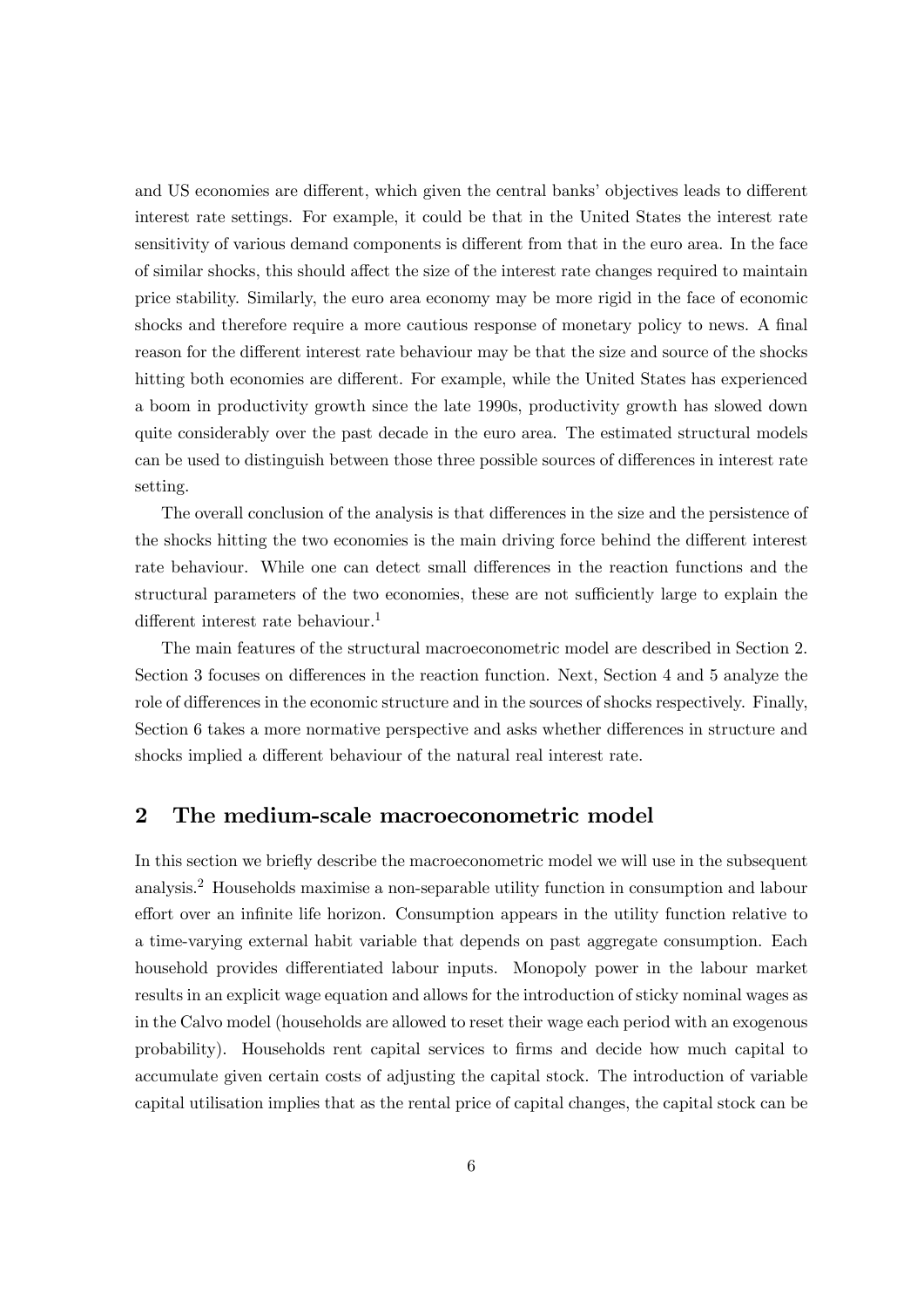and US economies are different, which given the central banks' objectives leads to different interest rate settings. For example, it could be that in the United States the interest rate sensitivity of various demand components is different from that in the euro area. In the face of similar shocks, this should affect the size of the interest rate changes required to maintain price stability. Similarly, the euro area economy may be more rigid in the face of economic shocks and therefore require a more cautious response of monetary policy to news. A final reason for the different interest rate behaviour may be that the size and source of the shocks hitting both economies are different. For example, while the United States has experienced a boom in productivity growth since the late 1990s, productivity growth has slowed down quite considerably over the past decade in the euro area. The estimated structural models can be used to distinguish between those three possible sources of differences in interest rate setting.

The overall conclusion of the analysis is that differences in the size and the persistence of the shocks hitting the two economies is the main driving force behind the different interest rate behaviour. While one can detect small differences in the reaction functions and the structural parameters of the two economies, these are not sufficiently large to explain the different interest rate behaviour.[1]

The main features of the structural macroeconometric model are described in Section 2. Section 3 focuses on differences in the reaction function. Next, Section 4 and 5 analyze the role of differences in the economic structure and in the sources of shocks respectively. Finally, Section 6 takes a more normative perspective and asks whether differences in structure and shocks implied a different behaviour of the natural real interest rate.

## 2 The medium-scale macroeconometric model

In this section we briefly describe the macroeconometric model we will use in the subsequent analysis.[2] Households maximise a non-separable utility function in consumption and labour effort over an infinite life horizon. Consumption appears in the utility function relative to a time-varying external habit variable that depends on past aggregate consumption. Each household provides differentiated labour inputs. Monopoly power in the labour market results in an explicit wage equation and allows for the introduction of sticky nominal wages as in the Calvo model (households are allowed to reset their wage each period with an exogenous probability). Households rent capital services to firms and decide how much capital to accumulate given certain costs of adjusting the capital stock. The introduction of variable capital utilisation implies that as the rental price of capital changes, the capital stock can be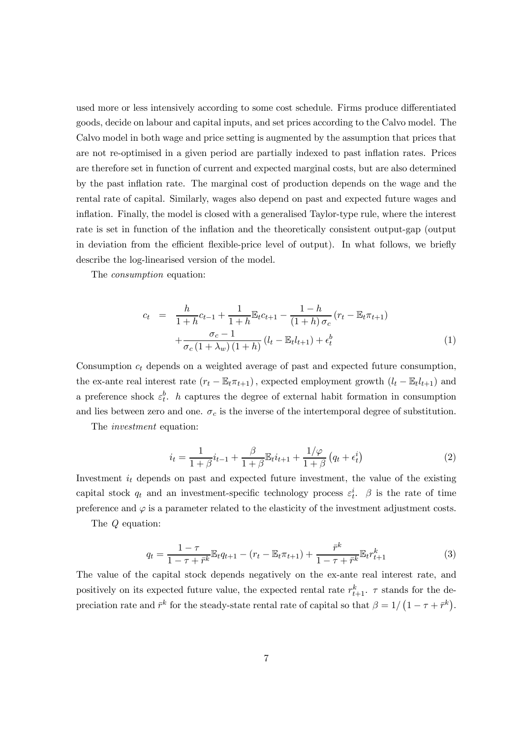used more or less intensively according to some cost schedule. Firms produce differentiated goods, decide on labour and capital inputs, and set prices according to the Calvo model. The Calvo model in both wage and price setting is augmented by the assumption that prices that are not re-optimised in a given period are partially indexed to past inflation rates. Prices are therefore set in function of current and expected marginal costs, but are also determined by the past inflation rate. The marginal cost of production depends on the wage and the rental rate of capital. Similarly, wages also depend on past and expected future wages and inflation. Finally, the model is closed with a generalised Taylor-type rule, where the interest rate is set in function of the inflation and the theoretically consistent output-gap (output in deviation from the efficient flexible-price level of output). In what follows, we briefly describe the log-linearised version of the model.

The *consumption* equation:

$$
\begin{aligned}
c_t &= \frac{h}{1+h}c_{t-1} + \frac{1}{1+h}\mathbb{E}_t c_{t+1} - \frac{1-h}{(1+h)\,\sigma_c}\left(r_t - \mathbb{E}_t\pi_{t+1}\right) \\
&\quad + \frac{\sigma_c - 1}{\sigma_c\,(1+\lambda_w)\,(1+h)}\left(l_t - \mathbb{E}_t l_{t+1}\right) + \epsilon_t^b
\end{aligned}
\tag{1}
$$

Consumption $c_t$ depends on a weighted average of past and expected future consumption, the ex-ante real interest rate $(r_t - \mathbb{E}_t\pi_{t+1})$, expected employment growth $(l_t - \mathbb{E}_t l_{t+1})$ and a preference shock $\varepsilon_t^b$. $h$ captures the degree of external habit formation in consumption and lies between zero and one. $\sigma_c$ is the inverse of the intertemporal degree of substitution.

The *investment* equation:

$$
i_t = \frac{1}{1+\beta}i_{t-1} + \frac{\beta}{1+\beta}\mathbb{E}_t i_{t+1} + \frac{1/\varphi}{1+\beta}\left(q_t + \epsilon_t^i\right)
\tag{2}
$$

Investment $i_t$ depends on past and expected future investment, the value of the existing capital stock $q_t$ and an investment-specific technology process $\varepsilon_t^i$. $\beta$ is the rate of time preference and $\varphi$ is a parameter related to the elasticity of the investment adjustment costs.

The $Q$ equation:

$$
q_t = \frac{1-\tau}{1-\tau+\bar{r}^k}\mathbb{E}_t q_{t+1} - \left(r_t - \mathbb{E}_t\pi_{t+1}\right) + \frac{\bar{r}^k}{1-\tau+\bar{r}^k}\mathbb{E}_t r_{t+1}^k
\tag{3}
$$

The value of the capital stock depends negatively on the ex-ante real interest rate, and positively on its expected future value, the expected rental rate $r_{t+1}^k$. $\tau$ stands for the depreciation rate and $\bar{r}^k$ for the steady-state rental rate of capital so that $\beta = 1/\left(1-\tau+\bar{r}^k\right)$.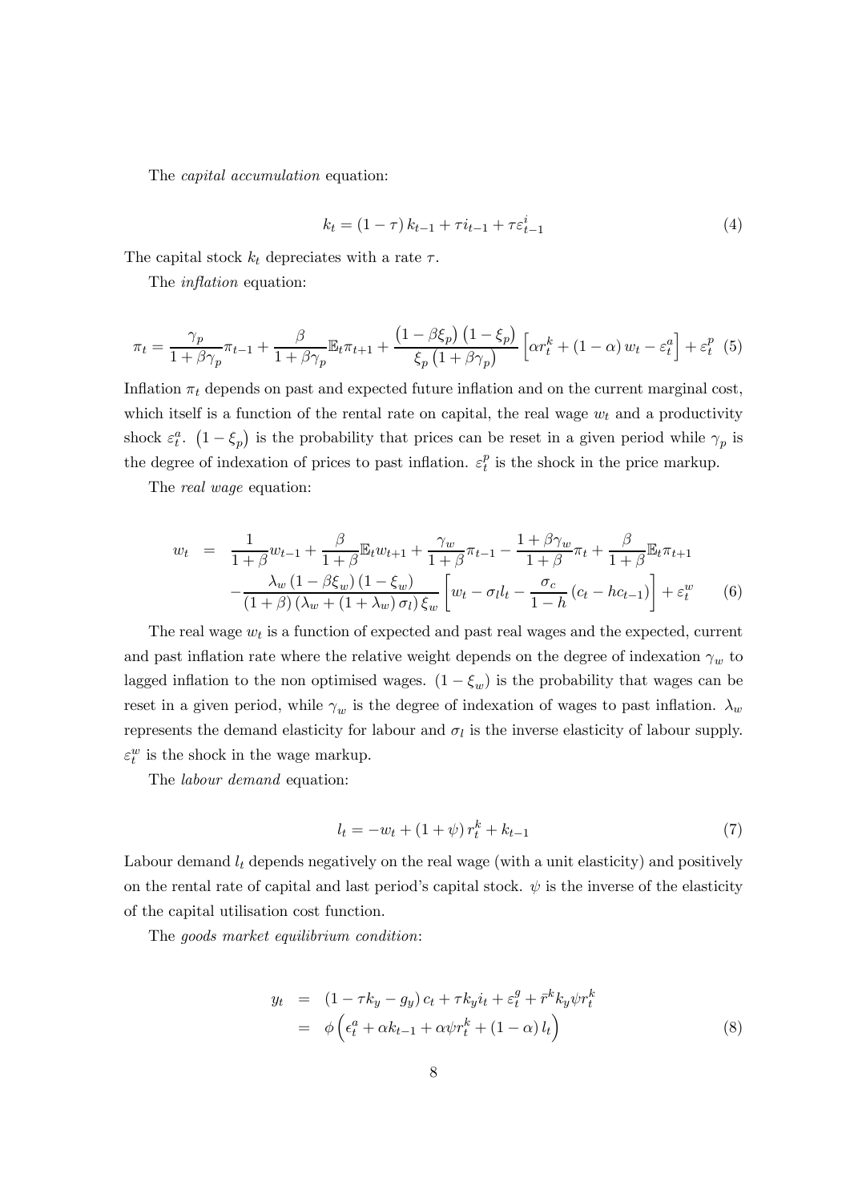The *capital accumulation* equation:

$$k_t = (1-\tau) k_{t-1} + \tau i_{t-1} + \tau \varepsilon_{t-1}^i \tag{4}$$

The capital stock $k_t$ depreciates with a rate $\tau$.

The *inflation* equation:

$$\pi_t = \frac{\gamma_p}{1+\beta\gamma_p}\pi_{t-1} + \frac{\beta}{1+\beta\gamma_p}\mathbb{E}_t\pi_{t+1} + \frac{\left(1-\beta\xi_p\right)\left(1-\xi_p\right)}{\xi_p\left(1+\beta\gamma_p\right)}\left[\alpha r_t^k + (1-\alpha) w_t - \varepsilon_t^a\right] + \varepsilon_t^p \tag{5}$$

Inflation $\pi_t$ depends on past and expected future inflation and on the current marginal cost, which itself is a function of the rental rate on capital, the real wage $w_t$ and a productivity shock $\varepsilon_t^a$. $\left(1-\xi_p\right)$ is the probability that prices can be reset in a given period while $\gamma_p$ is the degree of indexation of prices to past inflation. $\varepsilon_t^p$ is the shock in the price markup.

The *real wage* equation:

$$\begin{aligned} w_t &= \frac{1}{1+\beta}w_{t-1} + \frac{\beta}{1+\beta}\mathbb{E}_t w_{t+1} + \frac{\gamma_w}{1+\beta}\pi_{t-1} - \frac{1+\beta\gamma_w}{1+\beta}\pi_t + \frac{\beta}{1+\beta}\mathbb{E}_t\pi_{t+1} \\ &\quad - \frac{\lambda_w\left(1-\beta\xi_w\right)\left(1-\xi_w\right)}{(1+\beta)\left(\lambda_w + (1+\lambda_w)\sigma_l\right)\xi_w}\left[w_t - \sigma_l l_t - \frac{\sigma_c}{1-h}\left(c_t - hc_{t-1}\right)\right] + \varepsilon_t^w \end{aligned} \tag{6}$$

The real wage $w_t$ is a function of expected and past real wages and the expected, current and past inflation rate where the relative weight depends on the degree of indexation $\gamma_w$ to lagged inflation to the non optimised wages. $(1-\xi_w)$ is the probability that wages can be reset in a given period, while $\gamma_w$ is the degree of indexation of wages to past inflation. $\lambda_w$ represents the demand elasticity for labour and $\sigma_l$ is the inverse elasticity of labour supply. $\varepsilon_t^w$ is the shock in the wage markup.

The *labour demand* equation:

$$l_t = -w_t + (1+\psi) r_t^k + k_{t-1} \tag{7}$$

Labour demand $l_t$ depends negatively on the real wage (with a unit elasticity) and positively on the rental rate of capital and last period's capital stock. $\psi$ is the inverse of the elasticity of the capital utilisation cost function.

The *goods market equilibrium condition*:

$$\begin{aligned} y_t &= \left(1-\tau k_y - g_y\right) c_t + \tau k_y i_t + \varepsilon_t^g + \bar{r}^k k_y \psi r_t^k \\ &= \phi\left(\epsilon_t^a + \alpha k_{t-1} + \alpha\psi r_t^k + (1-\alpha) l_t\right) \end{aligned} \tag{8}$$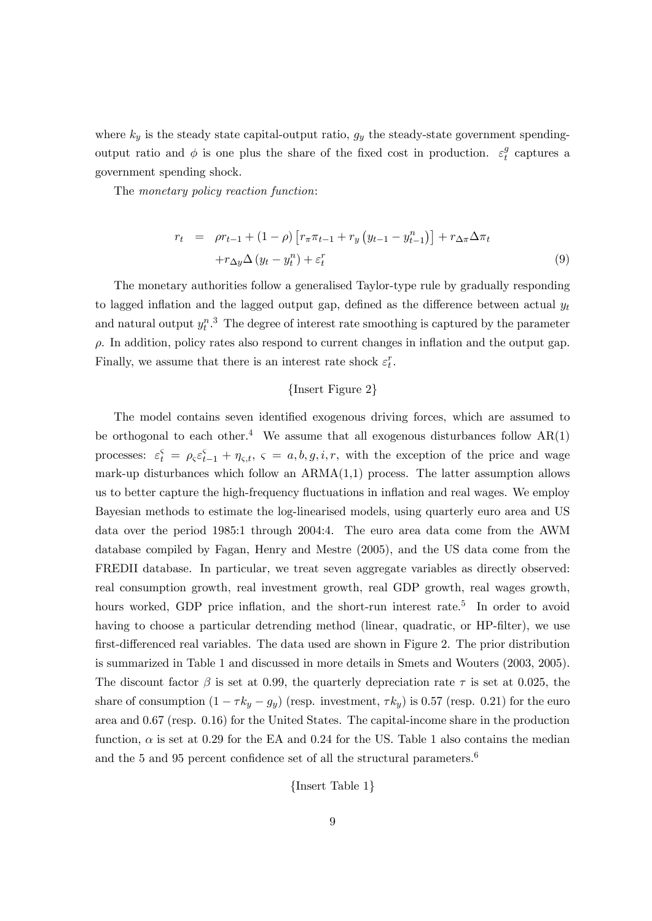where $k_y$ is the steady state capital-output ratio, $g_y$ the steady-state government spending-output ratio and $\phi$ is one plus the share of the fixed cost in production. $\varepsilon_t^g$ captures a government spending shock.

The *monetary policy reaction function*:

$$
\begin{aligned}
r_t &= \rho r_{t-1} + (1-\rho)\left[r_\pi \pi_{t-1} + r_y \left(y_{t-1} - y_{t-1}^n\right)\right] + r_{\Delta\pi}\Delta\pi_t \\
&\quad + r_{\Delta y}\Delta\left(y_t - y_t^n\right) + \varepsilon_t^r
\end{aligned}
\tag{9}
$$

The monetary authorities follow a generalised Taylor-type rule by gradually responding to lagged inflation and the lagged output gap, defined as the difference between actual $y_t$ and natural output $y_t^n$.[3] The degree of interest rate smoothing is captured by the parameter $\rho$. In addition, policy rates also respond to current changes in inflation and the output gap. Finally, we assume that there is an interest rate shock $\varepsilon_t^r$.

{Insert Figure 2}

The model contains seven identified exogenous driving forces, which are assumed to be orthogonal to each other.[4] We assume that all exogenous disturbances follow AR(1) processes: $\varepsilon_t^\varsigma = \rho_\varsigma \varepsilon_{t-1}^\varsigma + \eta_{\varsigma,t}$, $\varsigma = a, b, g, i, r$, with the exception of the price and wage mark-up disturbances which follow an ARMA(1,1) process. The latter assumption allows us to better capture the high-frequency fluctuations in inflation and real wages. We employ Bayesian methods to estimate the log-linearised models, using quarterly euro area and US data over the period 1985:1 through 2004:4. The euro area data come from the AWM database compiled by Fagan, Henry and Mestre (2005), and the US data come from the FREDII database. In particular, we treat seven aggregate variables as directly observed: real consumption growth, real investment growth, real GDP growth, real wages growth, hours worked, GDP price inflation, and the short-run interest rate.[5] In order to avoid having to choose a particular detrending method (linear, quadratic, or HP-filter), we use first-differenced real variables. The data used are shown in Figure 2. The prior distribution is summarized in Table 1 and discussed in more details in Smets and Wouters (2003, 2005). The discount factor $\beta$ is set at 0.99, the quarterly depreciation rate $\tau$ is set at 0.025, the share of consumption $(1 - \tau k_y - g_y)$ (resp. investment, $\tau k_y$) is 0.57 (resp. 0.21) for the euro area and 0.67 (resp. 0.16) for the United States. The capital-income share in the production function, $\alpha$ is set at 0.29 for the EA and 0.24 for the US. Table 1 also contains the median and the 5 and 95 percent confidence set of all the structural parameters.[6]

{Insert Table 1}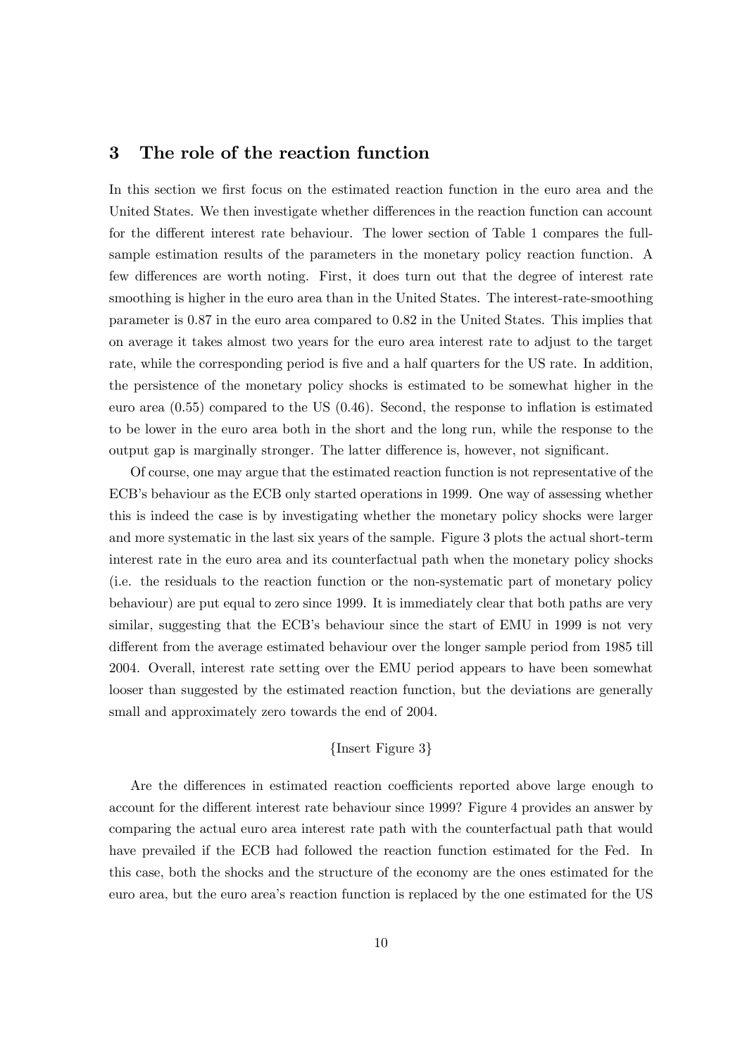## 3 The role of the reaction function

In this section we first focus on the estimated reaction function in the euro area and the United States. We then investigate whether differences in the reaction function can account for the different interest rate behaviour. The lower section of Table 1 compares the full-sample estimation results of the parameters in the monetary policy reaction function. A few differences are worth noting. First, it does turn out that the degree of interest rate smoothing is higher in the euro area than in the United States. The interest-rate-smoothing parameter is 0.87 in the euro area compared to 0.82 in the United States. This implies that on average it takes almost two years for the euro area interest rate to adjust to the target rate, while the corresponding period is five and a half quarters for the US rate. In addition, the persistence of the monetary policy shocks is estimated to be somewhat higher in the euro area (0.55) compared to the US (0.46). Second, the response to inflation is estimated to be lower in the euro area both in the short and the long run, while the response to the output gap is marginally stronger. The latter difference is, however, not significant.

Of course, one may argue that the estimated reaction function is not representative of the ECB's behaviour as the ECB only started operations in 1999. One way of assessing whether this is indeed the case is by investigating whether the monetary policy shocks were larger and more systematic in the last six years of the sample. Figure 3 plots the actual short-term interest rate in the euro area and its counterfactual path when the monetary policy shocks (i.e. the residuals to the reaction function or the non-systematic part of monetary policy behaviour) are put equal to zero since 1999. It is immediately clear that both paths are very similar, suggesting that the ECB's behaviour since the start of EMU in 1999 is not very different from the average estimated behaviour over the longer sample period from 1985 till 2004. Overall, interest rate setting over the EMU period appears to have been somewhat looser than suggested by the estimated reaction function, but the deviations are generally small and approximately zero towards the end of 2004.

{Insert Figure 3}

Are the differences in estimated reaction coefficients reported above large enough to account for the different interest rate behaviour since 1999? Figure 4 provides an answer by comparing the actual euro area interest rate path with the counterfactual path that would have prevailed if the ECB had followed the reaction function estimated for the Fed. In this case, both the shocks and the structure of the economy are the ones estimated for the euro area, but the euro area's reaction function is replaced by the one estimated for the US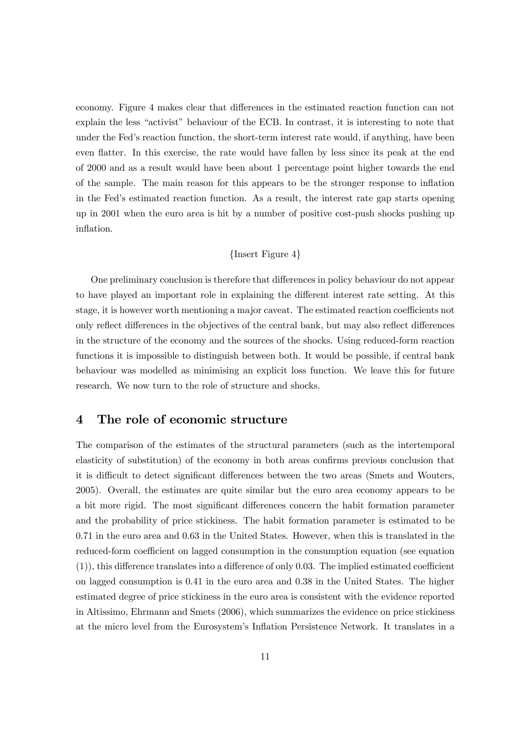economy. Figure 4 makes clear that differences in the estimated reaction function can not explain the less "activist" behaviour of the ECB. In contrast, it is interesting to note that under the Fed's reaction function, the short-term interest rate would, if anything, have been even flatter. In this exercise, the rate would have fallen by less since its peak at the end of 2000 and as a result would have been about 1 percentage point higher towards the end of the sample. The main reason for this appears to be the stronger response to inflation in the Fed's estimated reaction function. As a result, the interest rate gap starts opening up in 2001 when the euro area is hit by a number of positive cost-push shocks pushing up inflation.

{Insert Figure 4}

One preliminary conclusion is therefore that differences in policy behaviour do not appear to have played an important role in explaining the different interest rate setting. At this stage, it is however worth mentioning a major caveat. The estimated reaction coefficients not only reflect differences in the objectives of the central bank, but may also reflect differences in the structure of the economy and the sources of the shocks. Using reduced-form reaction functions it is impossible to distinguish between both. It would be possible, if central bank behaviour was modelled as minimising an explicit loss function. We leave this for future research. We now turn to the role of structure and shocks.

## 4 The role of economic structure

The comparison of the estimates of the structural parameters (such as the intertemporal elasticity of substitution) of the economy in both areas confirms previous conclusion that it is difficult to detect significant differences between the two areas (Smets and Wouters, 2005). Overall, the estimates are quite similar but the euro area economy appears to be a bit more rigid. The most significant differences concern the habit formation parameter and the probability of price stickiness. The habit formation parameter is estimated to be 0.71 in the euro area and 0.63 in the United States. However, when this is translated in the reduced-form coefficient on lagged consumption in the consumption equation (see equation (1)), this difference translates into a difference of only 0.03. The implied estimated coefficient on lagged consumption is 0.41 in the euro area and 0.38 in the United States. The higher estimated degree of price stickiness in the euro area is consistent with the evidence reported in Altissimo, Ehrmann and Smets (2006), which summarizes the evidence on price stickiness at the micro level from the Eurosystem's Inflation Persistence Network. It translates in a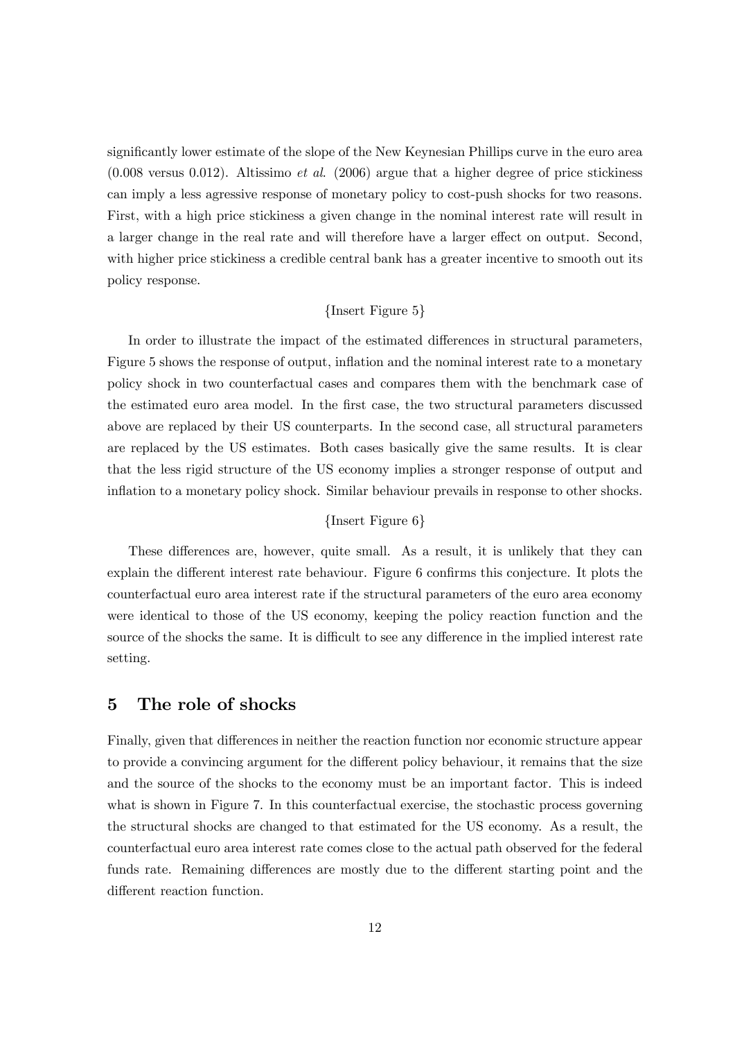significantly lower estimate of the slope of the New Keynesian Phillips curve in the euro area (0.008 versus 0.012). Altissimo *et al*. (2006) argue that a higher degree of price stickiness can imply a less agressive response of monetary policy to cost-push shocks for two reasons. First, with a high price stickiness a given change in the nominal interest rate will result in a larger change in the real rate and will therefore have a larger effect on output. Second, with higher price stickiness a credible central bank has a greater incentive to smooth out its policy response.

{Insert Figure 5}

In order to illustrate the impact of the estimated differences in structural parameters, Figure 5 shows the response of output, inflation and the nominal interest rate to a monetary policy shock in two counterfactual cases and compares them with the benchmark case of the estimated euro area model. In the first case, the two structural parameters discussed above are replaced by their US counterparts. In the second case, all structural parameters are replaced by the US estimates. Both cases basically give the same results. It is clear that the less rigid structure of the US economy implies a stronger response of output and inflation to a monetary policy shock. Similar behaviour prevails in response to other shocks.

{Insert Figure 6}

These differences are, however, quite small. As a result, it is unlikely that they can explain the different interest rate behaviour. Figure 6 confirms this conjecture. It plots the counterfactual euro area interest rate if the structural parameters of the euro area economy were identical to those of the US economy, keeping the policy reaction function and the source of the shocks the same. It is difficult to see any difference in the implied interest rate setting.

## 5 The role of shocks

Finally, given that differences in neither the reaction function nor economic structure appear to provide a convincing argument for the different policy behaviour, it remains that the size and the source of the shocks to the economy must be an important factor. This is indeed what is shown in Figure 7. In this counterfactual exercise, the stochastic process governing the structural shocks are changed to that estimated for the US economy. As a result, the counterfactual euro area interest rate comes close to the actual path observed for the federal funds rate. Remaining differences are mostly due to the different starting point and the different reaction function.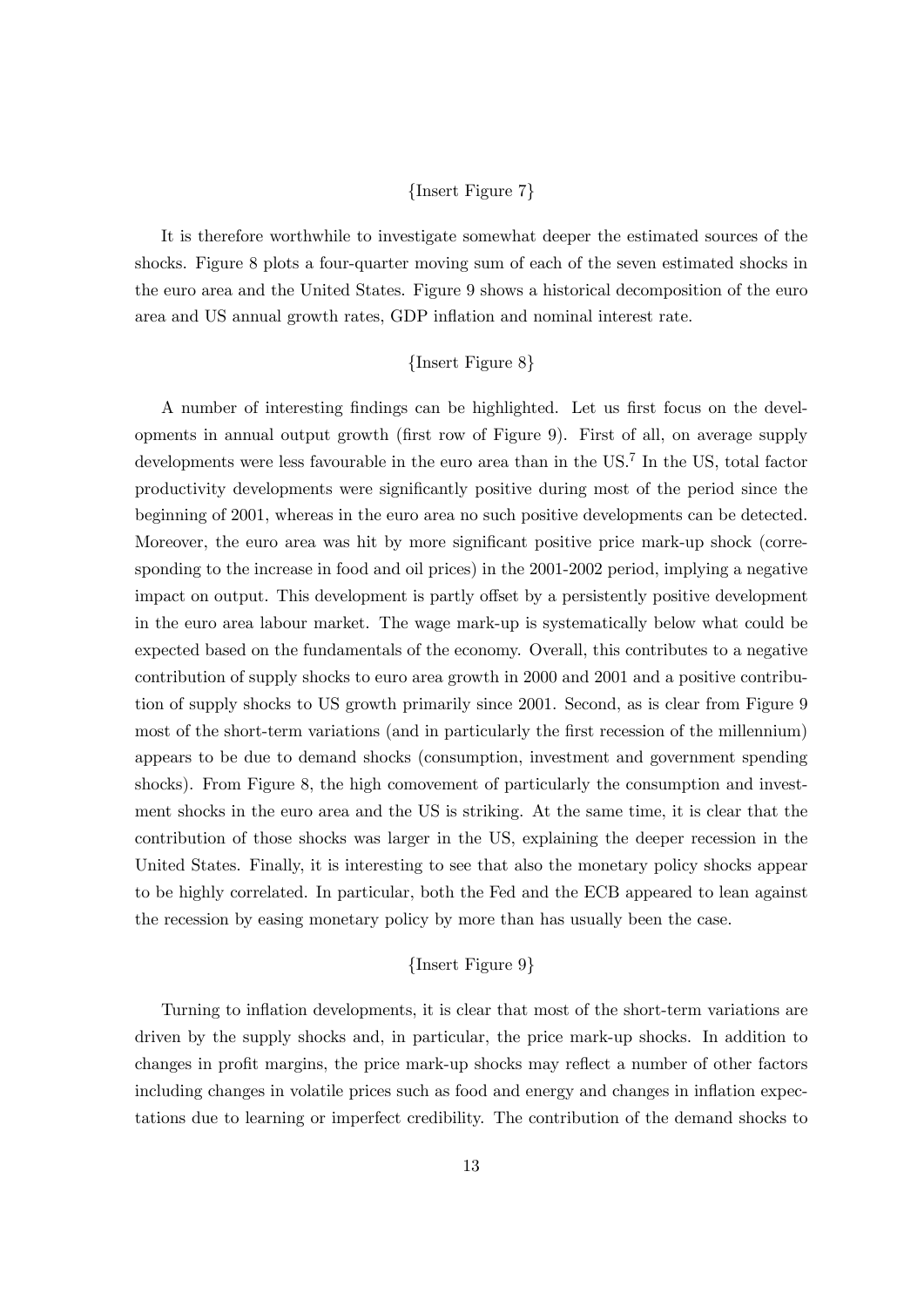{Insert Figure 7}

It is therefore worthwhile to investigate somewhat deeper the estimated sources of the shocks. Figure 8 plots a four-quarter moving sum of each of the seven estimated shocks in the euro area and the United States. Figure 9 shows a historical decomposition of the euro area and US annual growth rates, GDP inflation and nominal interest rate.

{Insert Figure 8}

A number of interesting findings can be highlighted. Let us first focus on the developments in annual output growth (first row of Figure 9). First of all, on average supply developments were less favourable in the euro area than in the US.[7] In the US, total factor productivity developments were significantly positive during most of the period since the beginning of 2001, whereas in the euro area no such positive developments can be detected. Moreover, the euro area was hit by more significant positive price mark-up shock (corresponding to the increase in food and oil prices) in the 2001-2002 period, implying a negative impact on output. This development is partly offset by a persistently positive development in the euro area labour market. The wage mark-up is systematically below what could be expected based on the fundamentals of the economy. Overall, this contributes to a negative contribution of supply shocks to euro area growth in 2000 and 2001 and a positive contribution of supply shocks to US growth primarily since 2001. Second, as is clear from Figure 9 most of the short-term variations (and in particularly the first recession of the millennium) appears to be due to demand shocks (consumption, investment and government spending shocks). From Figure 8, the high comovement of particularly the consumption and investment shocks in the euro area and the US is striking. At the same time, it is clear that the contribution of those shocks was larger in the US, explaining the deeper recession in the United States. Finally, it is interesting to see that also the monetary policy shocks appear to be highly correlated. In particular, both the Fed and the ECB appeared to lean against the recession by easing monetary policy by more than has usually been the case.

{Insert Figure 9}

Turning to inflation developments, it is clear that most of the short-term variations are driven by the supply shocks and, in particular, the price mark-up shocks. In addition to changes in profit margins, the price mark-up shocks may reflect a number of other factors including changes in volatile prices such as food and energy and changes in inflation expectations due to learning or imperfect credibility. The contribution of the demand shocks to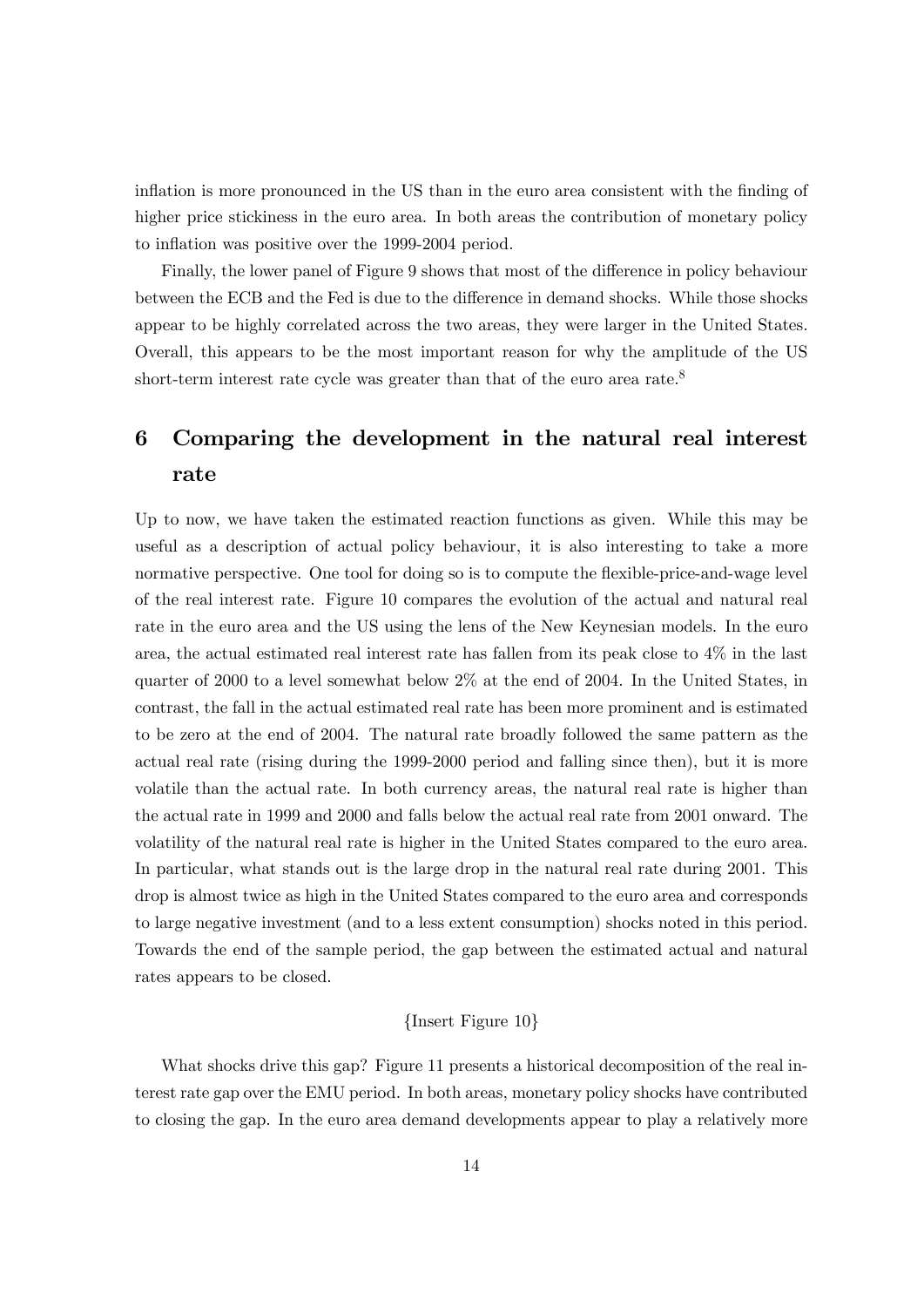inflation is more pronounced in the US than in the euro area consistent with the finding of higher price stickiness in the euro area. In both areas the contribution of monetary policy to inflation was positive over the 1999-2004 period.

Finally, the lower panel of Figure 9 shows that most of the difference in policy behaviour between the ECB and the Fed is due to the difference in demand shocks. While those shocks appear to be highly correlated across the two areas, they were larger in the United States. Overall, this appears to be the most important reason for why the amplitude of the US short-term interest rate cycle was greater than that of the euro area rate.[8]

# 6 Comparing the development in the natural real interest rate

Up to now, we have taken the estimated reaction functions as given. While this may be useful as a description of actual policy behaviour, it is also interesting to take a more normative perspective. One tool for doing so is to compute the flexible-price-and-wage level of the real interest rate. Figure 10 compares the evolution of the actual and natural real rate in the euro area and the US using the lens of the New Keynesian models. In the euro area, the actual estimated real interest rate has fallen from its peak close to 4% in the last quarter of 2000 to a level somewhat below 2% at the end of 2004. In the United States, in contrast, the fall in the actual estimated real rate has been more prominent and is estimated to be zero at the end of 2004. The natural rate broadly followed the same pattern as the actual real rate (rising during the 1999-2000 period and falling since then), but it is more volatile than the actual rate. In both currency areas, the natural real rate is higher than the actual rate in 1999 and 2000 and falls below the actual real rate from 2001 onward. The volatility of the natural real rate is higher in the United States compared to the euro area. In particular, what stands out is the large drop in the natural real rate during 2001. This drop is almost twice as high in the United States compared to the euro area and corresponds to large negative investment (and to a less extent consumption) shocks noted in this period. Towards the end of the sample period, the gap between the estimated actual and natural rates appears to be closed.

{Insert Figure 10}

What shocks drive this gap? Figure 11 presents a historical decomposition of the real interest rate gap over the EMU period. In both areas, monetary policy shocks have contributed to closing the gap. In the euro area demand developments appear to play a relatively more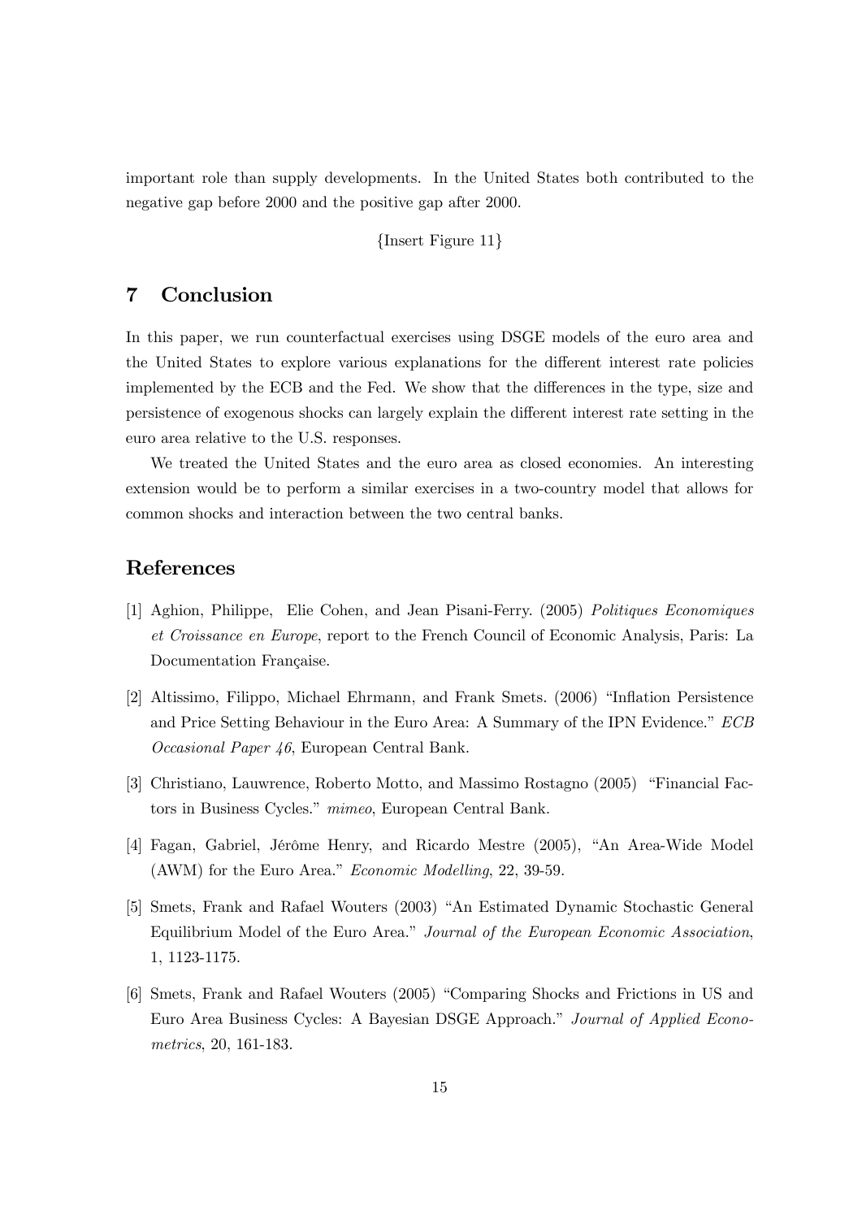important role than supply developments. In the United States both contributed to the negative gap before 2000 and the positive gap after 2000.

{Insert Figure 11}

## 7 Conclusion

In this paper, we run counterfactual exercises using DSGE models of the euro area and the United States to explore various explanations for the different interest rate policies implemented by the ECB and the Fed. We show that the differences in the type, size and persistence of exogenous shocks can largely explain the different interest rate setting in the euro area relative to the U.S. responses.

We treated the United States and the euro area as closed economies. An interesting extension would be to perform a similar exercises in a two-country model that allows for common shocks and interaction between the two central banks.

## References

[1] Aghion, Philippe, Elie Cohen, and Jean Pisani-Ferry. (2005) *Politiques Economiques et Croissance en Europe*, report to the French Council of Economic Analysis, Paris: La Documentation Française.

[2] Altissimo, Filippo, Michael Ehrmann, and Frank Smets. (2006) "Inflation Persistence and Price Setting Behaviour in the Euro Area: A Summary of the IPN Evidence." *ECB Occasional Paper 46*, European Central Bank.

[3] Christiano, Lauwrence, Roberto Motto, and Massimo Rostagno (2005) "Financial Factors in Business Cycles." *mimeo*, European Central Bank.

[4] Fagan, Gabriel, Jérôme Henry, and Ricardo Mestre (2005), "An Area-Wide Model (AWM) for the Euro Area." *Economic Modelling*, 22, 39-59.

[5] Smets, Frank and Rafael Wouters (2003) "An Estimated Dynamic Stochastic General Equilibrium Model of the Euro Area." *Journal of the European Economic Association*, 1, 1123-1175.

[6] Smets, Frank and Rafael Wouters (2005) "Comparing Shocks and Frictions in US and Euro Area Business Cycles: A Bayesian DSGE Approach." *Journal of Applied Econometrics*, 20, 161-183.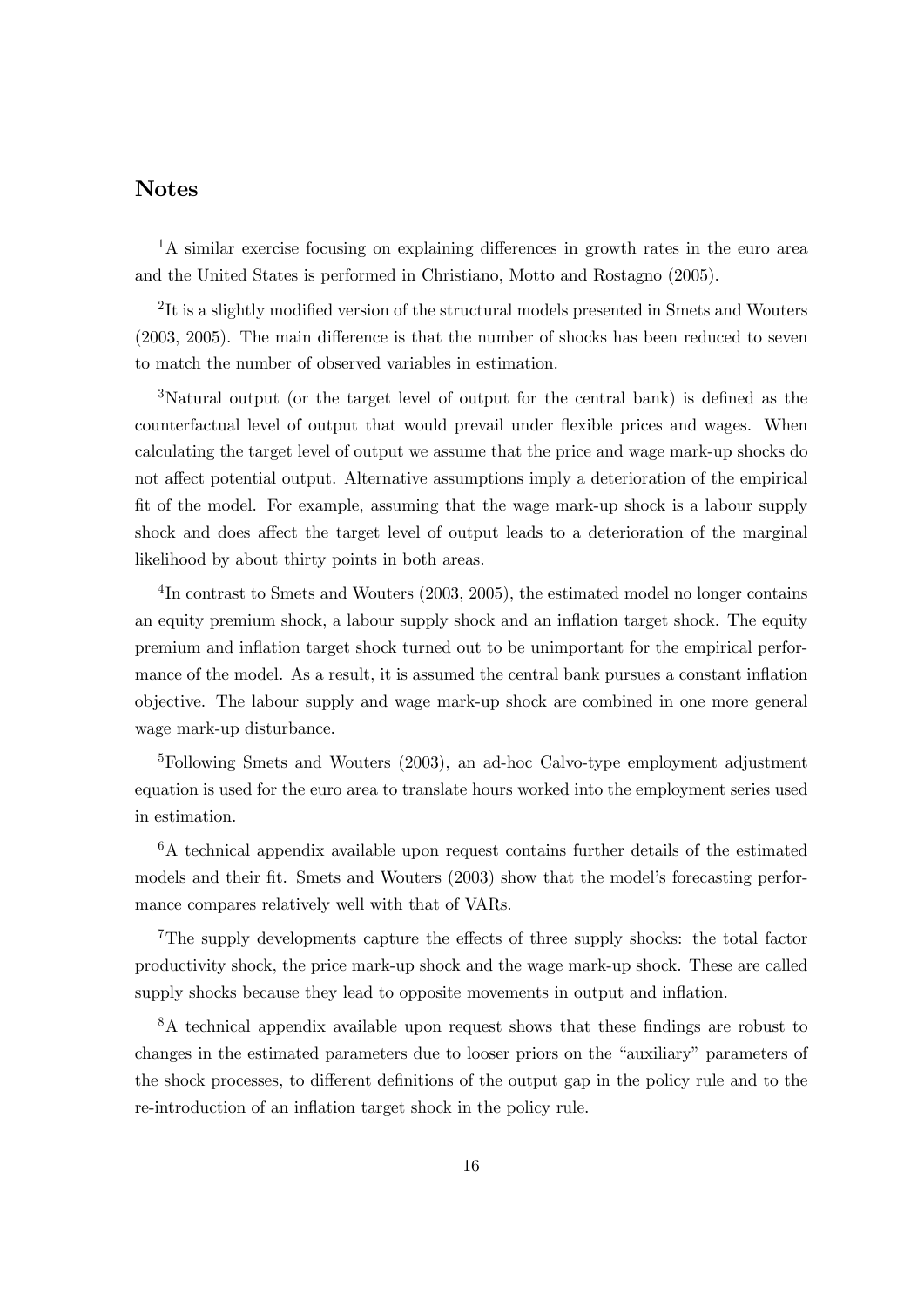## Notes

[1]A similar exercise focusing on explaining differences in growth rates in the euro area and the United States is performed in Christiano, Motto and Rostagno (2005).

[2]It is a slightly modified version of the structural models presented in Smets and Wouters (2003, 2005). The main difference is that the number of shocks has been reduced to seven to match the number of observed variables in estimation.

[3]Natural output (or the target level of output for the central bank) is defined as the counterfactual level of output that would prevail under flexible prices and wages. When calculating the target level of output we assume that the price and wage mark-up shocks do not affect potential output. Alternative assumptions imply a deterioration of the empirical fit of the model. For example, assuming that the wage mark-up shock is a labour supply shock and does affect the target level of output leads to a deterioration of the marginal likelihood by about thirty points in both areas.

[4]In contrast to Smets and Wouters (2003, 2005), the estimated model no longer contains an equity premium shock, a labour supply shock and an inflation target shock. The equity premium and inflation target shock turned out to be unimportant for the empirical performance of the model. As a result, it is assumed the central bank pursues a constant inflation objective. The labour supply and wage mark-up shock are combined in one more general wage mark-up disturbance.

[5]Following Smets and Wouters (2003), an ad-hoc Calvo-type employment adjustment equation is used for the euro area to translate hours worked into the employment series used in estimation.

[6]A technical appendix available upon request contains further details of the estimated models and their fit. Smets and Wouters (2003) show that the model's forecasting performance compares relatively well with that of VARs.

[7]The supply developments capture the effects of three supply shocks: the total factor productivity shock, the price mark-up shock and the wage mark-up shock. These are called supply shocks because they lead to opposite movements in output and inflation.

[8]A technical appendix available upon request shows that these findings are robust to changes in the estimated parameters due to looser priors on the "auxiliary" parameters of the shock processes, to different definitions of the output gap in the policy rule and to the re-introduction of an inflation target shock in the policy rule.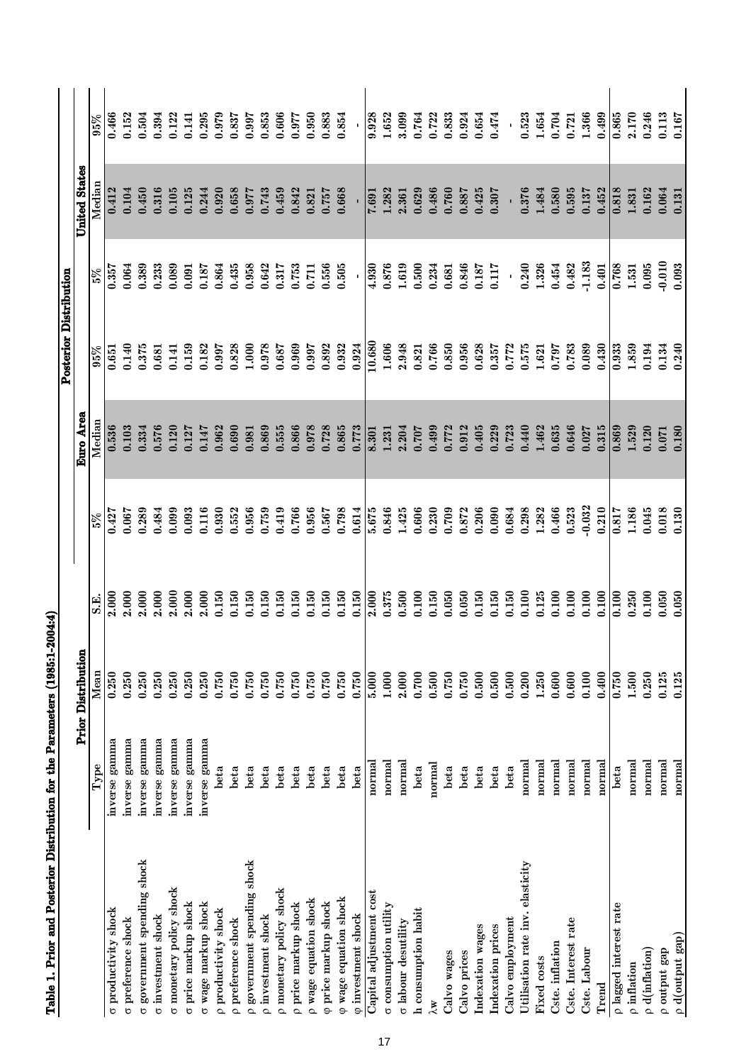**Table 1. Prior and Posterior Distribution for the Parameters (1985:1-2004:4)**

| | Prior Distribution | | | Posterior Distribution | | | | | |
|---|---|---|---|---|---|---|---|---|---|
| | | | | Euro Area | | | United States | | |
| | Type | Mean | S.E. | 5% | Median | 95% | 5% | Median | 95% |
| σ productivity shock | inverse gamma | 0.250 | 2.000 | 0.427 | 0.536 | 0.651 | 0.357 | 0.412 | 0.466 |
| σ preference shock | inverse gamma | 0.250 | 2.000 | 0.067 | 0.103 | 0.140 | 0.064 | 0.104 | 0.152 |
| σ government spending shock | inverse gamma | 0.250 | 2.000 | 0.289 | 0.334 | 0.375 | 0.389 | 0.450 | 0.504 |
| σ investment shock | inverse gamma | 0.250 | 2.000 | 0.484 | 0.576 | 0.681 | 0.233 | 0.316 | 0.394 |
| σ monetary policy shock | inverse gamma | 0.250 | 2.000 | 0.099 | 0.120 | 0.141 | 0.089 | 0.105 | 0.122 |
| σ price markup shock | inverse gamma | 0.250 | 2.000 | 0.093 | 0.127 | 0.159 | 0.091 | 0.125 | 0.141 |
| σ wage markup shock | inverse gamma | 0.250 | 2.000 | 0.116 | 0.147 | 0.182 | 0.187 | 0.244 | 0.295 |
| ρ productivity shock | beta | 0.750 | 0.150 | 0.930 | 0.962 | 0.997 | 0.864 | 0.920 | 0.979 |
| ρ preference shock | beta | 0.750 | 0.150 | 0.552 | 0.690 | 0.828 | 0.435 | 0.658 | 0.837 |
| ρ government spending shock | beta | 0.750 | 0.150 | 0.956 | 0.981 | 1.000 | 0.958 | 0.977 | 0.997 |
| ρ investment shock | beta | 0.750 | 0.150 | 0.759 | 0.869 | 0.978 | 0.642 | 0.743 | 0.853 |
| ρ monetary policy shock | beta | 0.750 | 0.150 | 0.419 | 0.555 | 0.687 | 0.317 | 0.459 | 0.606 |
| ρ price markup shock | beta | 0.750 | 0.150 | 0.766 | 0.866 | 0.969 | 0.753 | 0.842 | 0.977 |
| ρ wage equation shock | beta | 0.750 | 0.150 | 0.956 | 0.978 | 0.997 | 0.711 | 0.821 | 0.950 |
| φ price markup shock | beta | 0.750 | 0.150 | 0.567 | 0.728 | 0.892 | 0.556 | 0.757 | 0.883 |
| φ wage equation shock | beta | 0.750 | 0.150 | 0.798 | 0.865 | 0.932 | 0.505 | 0.668 | 0.854 |
| φ investment shock | beta | 0.750 | 0.150 | 0.614 | 0.773 | 0.924 | - | - | - |
| Capital adjustment cost | normal | 5.000 | 2.000 | 5.675 | 8.301 | 10.680 | 4.930 | 7.691 | 9.928 |
| σ consumption utility | normal | 1.000 | 0.375 | 0.846 | 1.231 | 1.606 | 0.876 | 1.282 | 1.652 |
| σ labour desutility | normal | 2.000 | 0.500 | 1.425 | 2.204 | 2.948 | 1.619 | 2.361 | 3.099 |
| h consumption habit | beta | 0.700 | 0.100 | 0.606 | 0.707 | 0.821 | 0.500 | 0.629 | 0.764 |
| λw | normal | 0.500 | 0.150 | 0.230 | 0.499 | 0.766 | 0.234 | 0.486 | 0.722 |
| Calvo wages | beta | 0.750 | 0.050 | 0.709 | 0.772 | 0.850 | 0.681 | 0.760 | 0.833 |
| Calvo prices | beta | 0.750 | 0.050 | 0.872 | 0.912 | 0.956 | 0.846 | 0.887 | 0.924 |
| Indexation wages | beta | 0.500 | 0.150 | 0.206 | 0.405 | 0.628 | 0.187 | 0.425 | 0.654 |
| Indexation prices | beta | 0.500 | 0.150 | 0.090 | 0.229 | 0.357 | 0.117 | 0.307 | 0.474 |
| Calvo employment | beta | 0.500 | 0.150 | 0.684 | 0.723 | 0.772 | - | - | - |
| Utilisation rate inv. elasticity | normal | 0.200 | 0.100 | 0.298 | 0.440 | 0.575 | 0.240 | 0.376 | 0.523 |
| Fixed costs | normal | 1.250 | 0.125 | 1.282 | 1.462 | 1.621 | 1.326 | 1.484 | 1.654 |
| Cste. inflation | normal | 0.600 | 0.100 | 0.466 | 0.635 | 0.797 | 0.454 | 0.580 | 0.704 |
| Cste. Interest rate | normal | 0.600 | 0.100 | 0.523 | 0.646 | 0.783 | 0.482 | 0.595 | 0.721 |
| Cste. Labour | normal | 0.100 | 0.100 | -0.032 | 0.027 | 0.089 | -1.183 | 0.137 | 1.366 |
| Trend | normal | 0.400 | 0.100 | 0.210 | 0.315 | 0.430 | 0.401 | 0.452 | 0.499 |
| ρ lagged interest rate | beta | 0.750 | 0.100 | 0.817 | 0.869 | 0.933 | 0.768 | 0.818 | 0.865 |
| ρ inflation | normal | 1.500 | 0.250 | 1.186 | 1.529 | 1.859 | 1.531 | 1.831 | 2.170 |
| ρ d(inflation) | normal | 0.250 | 0.100 | 0.045 | 0.120 | 0.194 | 0.095 | 0.162 | 0.246 |
| ρ output gap | normal | 0.125 | 0.050 | 0.018 | 0.071 | 0.134 | -0.010 | 0.064 | 0.113 |
| ρ d(output gap) | normal | 0.125 | 0.050 | 0.130 | 0.180 | 0.240 | 0.093 | 0.131 | 0.167 |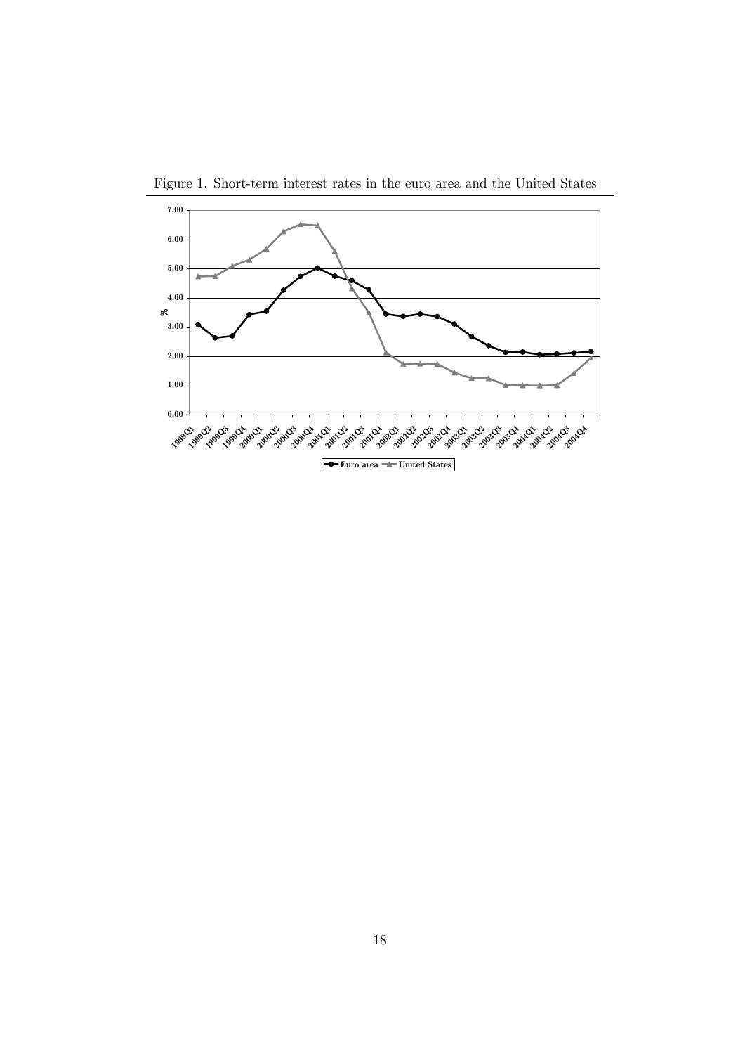Figure 1. Short-term interest rates in the euro area and the United States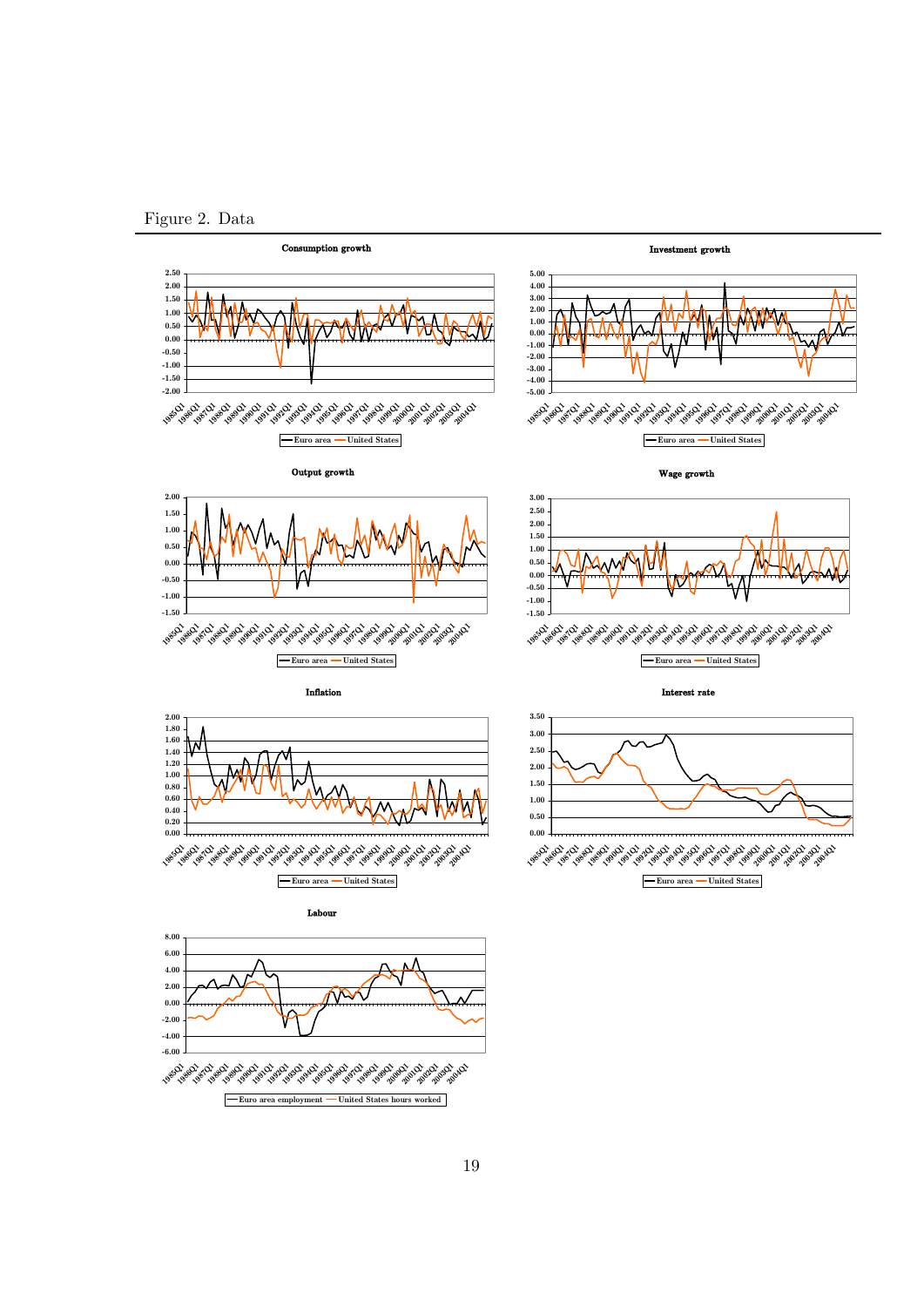Figure 2. Data

**Consumption growth**

**Investment growth**

**Output growth**

**Wage growth**

**Inflation**

**Interest rate**

**Labour**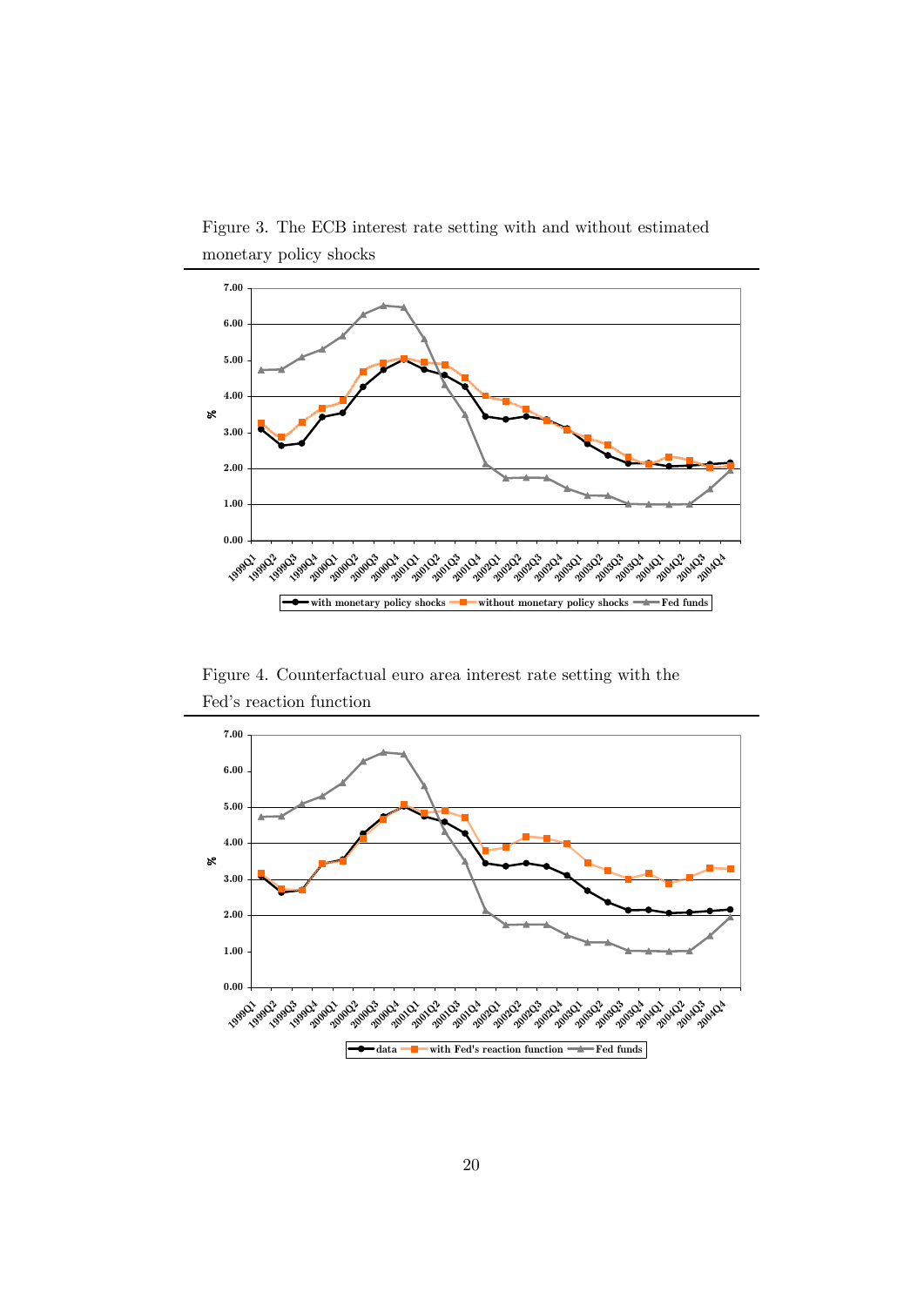Figure 3. The ECB interest rate setting with and without estimated monetary policy shocks

Figure 4. Counterfactual euro area interest rate setting with the Fed's reaction function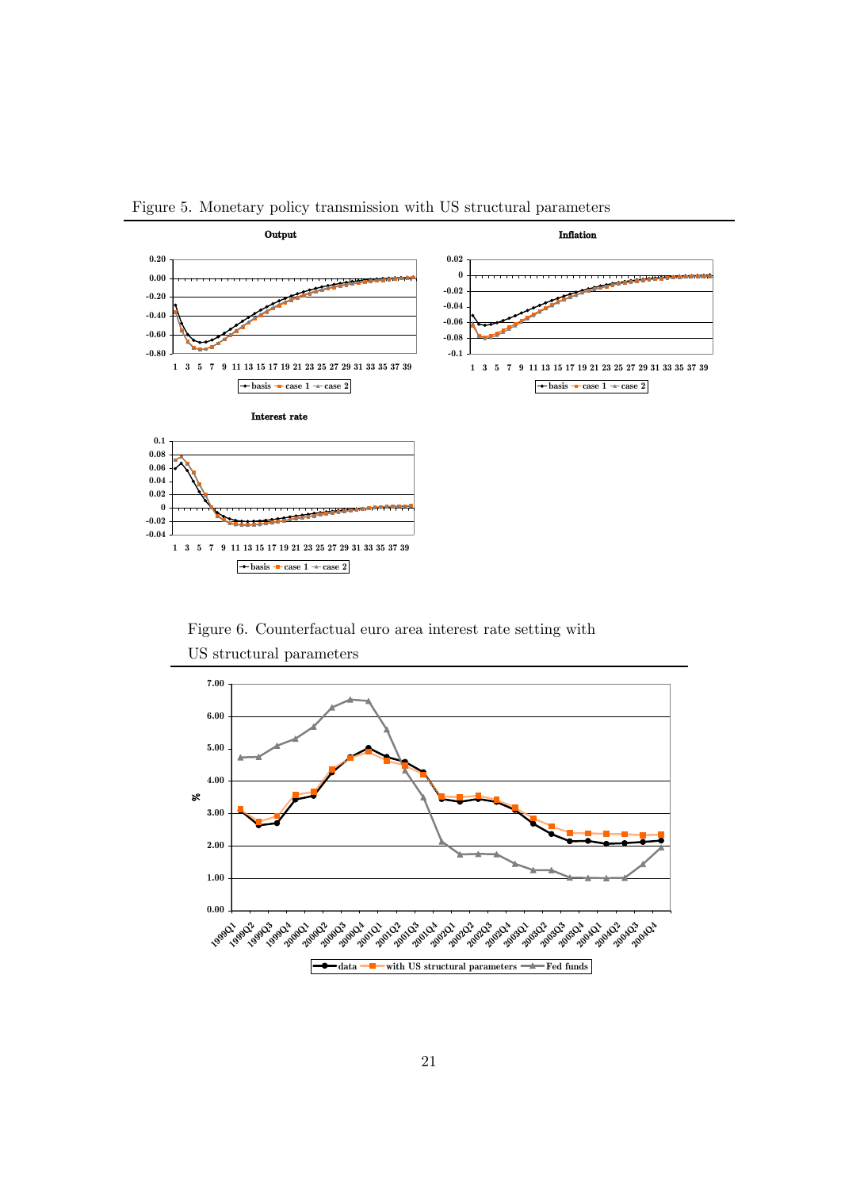Figure 5. Monetary policy transmission with US structural parameters

Figure 6. Counterfactual euro area interest rate setting with US structural parameters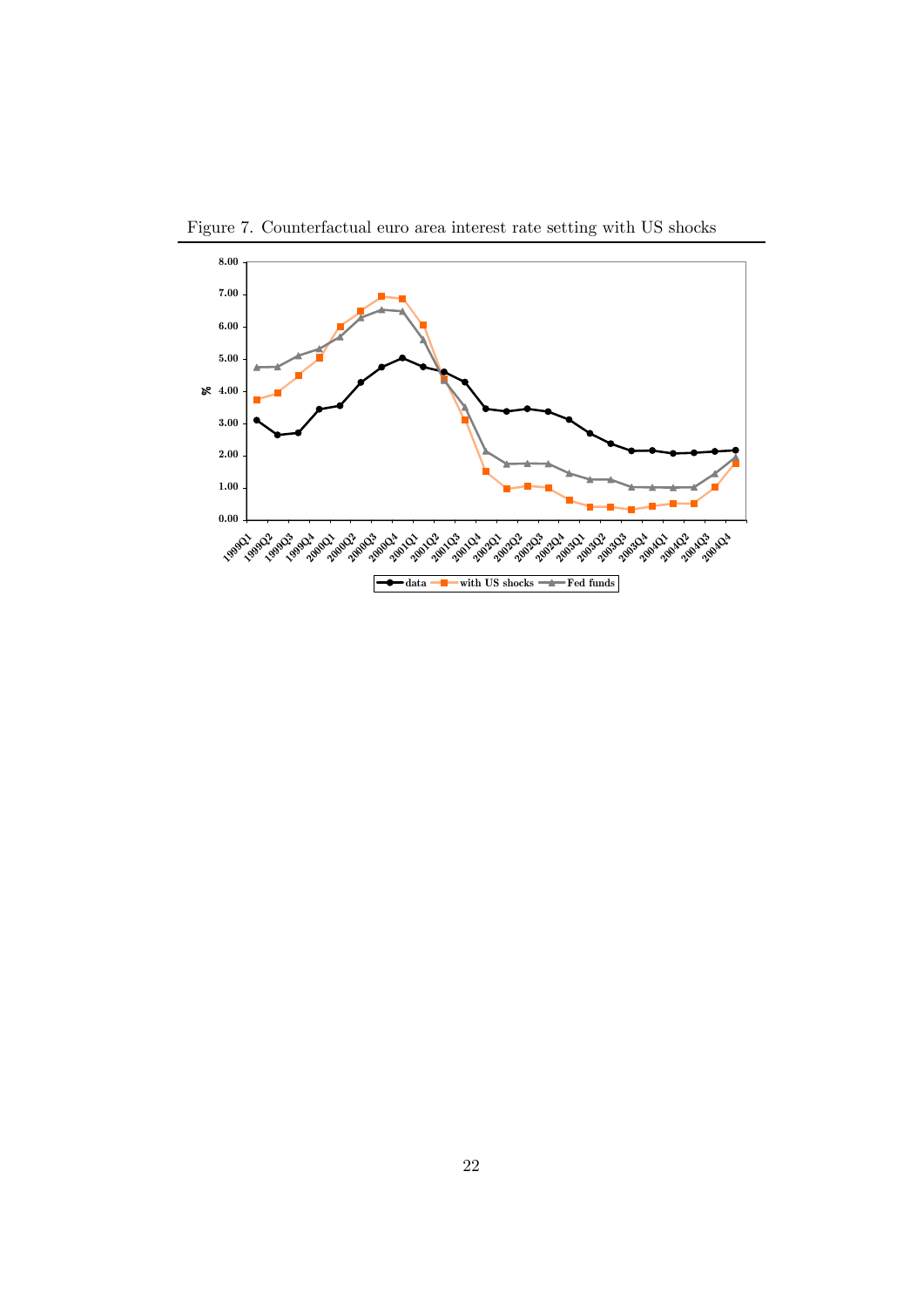Figure 7. Counterfactual euro area interest rate setting with US shocks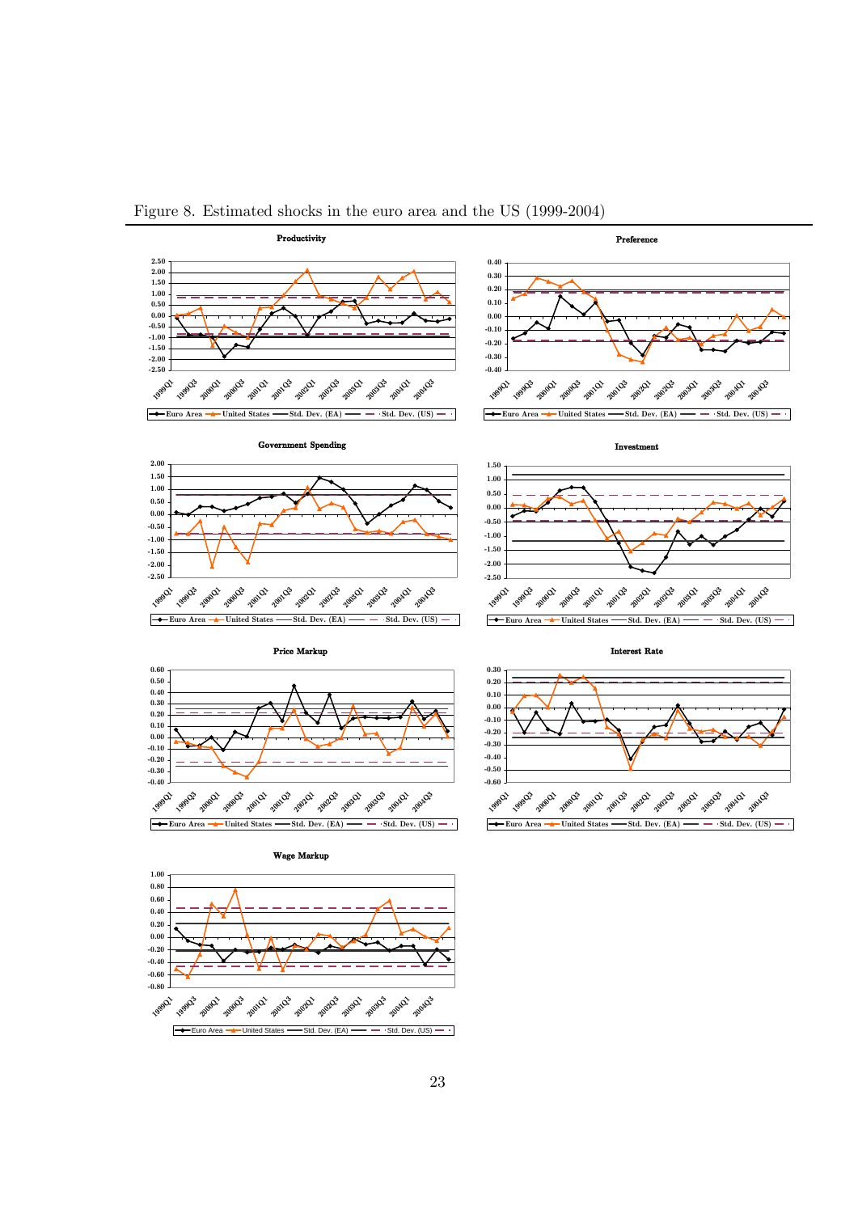Figure 8. Estimated shocks in the euro area and the US (1999-2004)

**Productivity**

**Preference**

**Government Spending**

**Investment**

**Price Markup**

**Interest Rate**

**Wage Markup**

Euro Area — United States — Std. Dev. (EA) — Std. Dev. (US)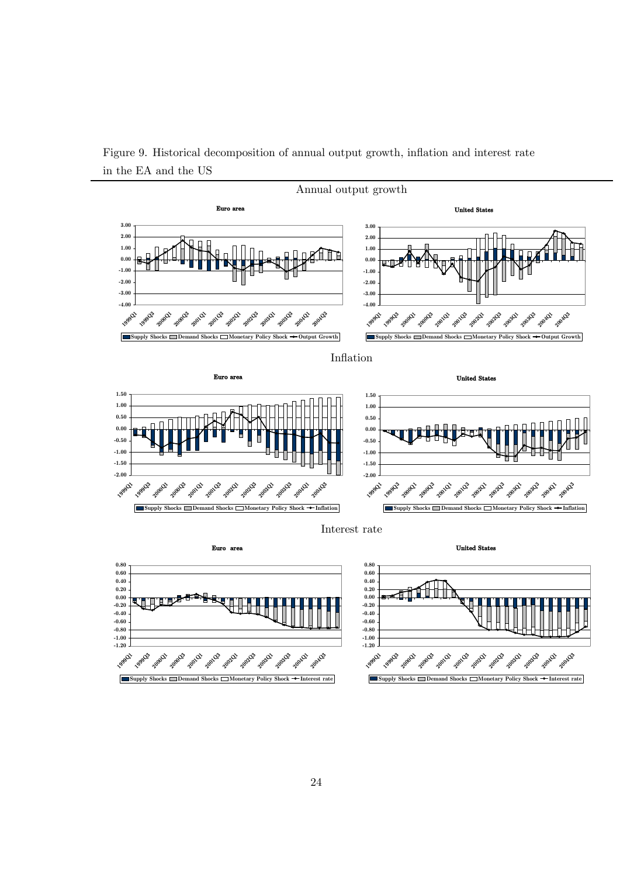Figure 9. Historical decomposition of annual output growth, inflation and interest rate in the EA and the US

Annual output growth

Euro area

United States

Supply Shocks | Demand Shocks | Monetary Policy Shock | Output Growth

Inflation

Euro area

United States

Supply Shocks | Demand Shocks | Monetary Policy Shock | Inflation

Interest rate

Euro area

United States

Supply Shocks | Demand Shocks | Monetary Policy Shock | Interest rate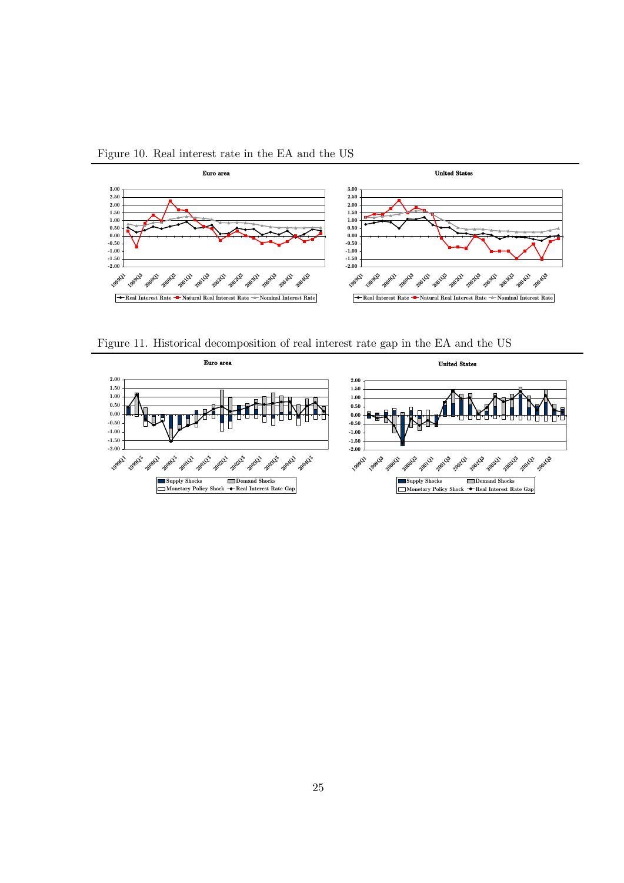Figure 10. Real interest rate in the EA and the US

Figure 11. Historical decomposition of real interest rate gap in the EA and the US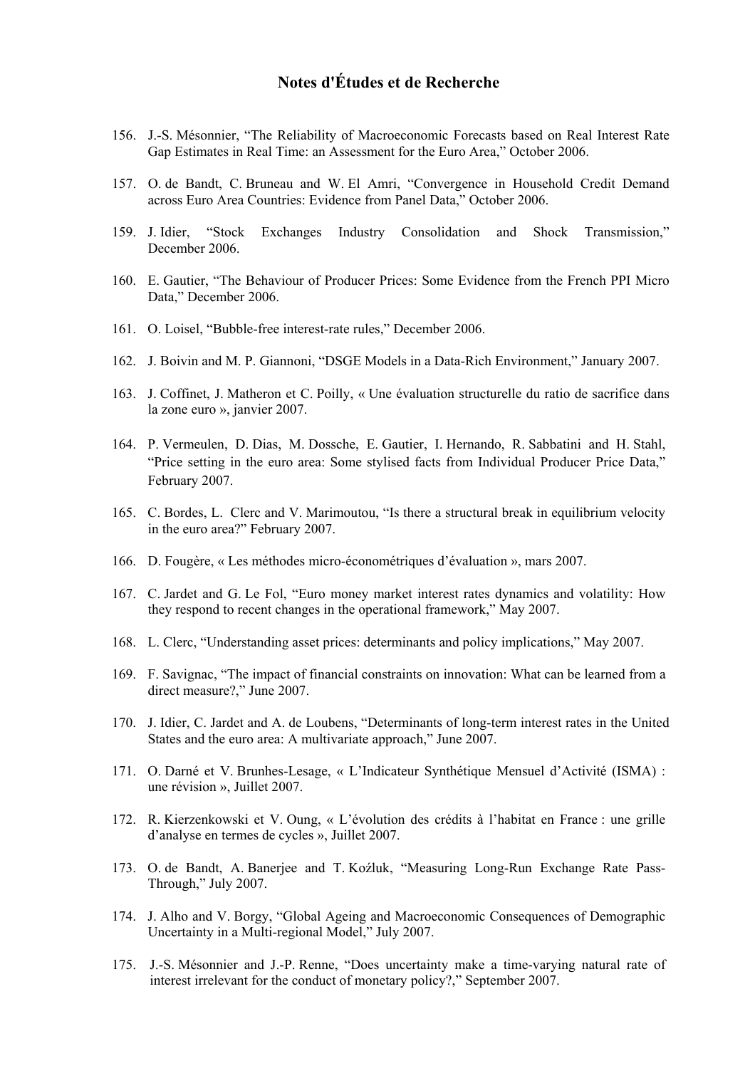# Notes d'Études et de Recherche

156. J.-S. Mésonnier, "The Reliability of Macroeconomic Forecasts based on Real Interest Rate Gap Estimates in Real Time: an Assessment for the Euro Area," October 2006.

157. O. de Bandt, C. Bruneau and W. El Amri, "Convergence in Household Credit Demand across Euro Area Countries: Evidence from Panel Data," October 2006.

159. J. Idier, "Stock Exchanges Industry Consolidation and Shock Transmission," December 2006.

160. E. Gautier, "The Behaviour of Producer Prices: Some Evidence from the French PPI Micro Data," December 2006.

161. O. Loisel, "Bubble-free interest-rate rules," December 2006.

162. J. Boivin and M. P. Giannoni, "DSGE Models in a Data-Rich Environment," January 2007.

163. J. Coffinet, J. Matheron et C. Poilly, « Une évaluation structurelle du ratio de sacrifice dans la zone euro », janvier 2007.

164. P. Vermeulen, D. Dias, M. Dossche, E. Gautier, I. Hernando, R. Sabbatini and H. Stahl, "Price setting in the euro area: Some stylised facts from Individual Producer Price Data," February 2007.

165. C. Bordes, L. Clerc and V. Marimoutou, "Is there a structural break in equilibrium velocity in the euro area?" February 2007.

166. D. Fougère, « Les méthodes micro-économétriques d'évaluation », mars 2007.

167. C. Jardet and G. Le Fol, "Euro money market interest rates dynamics and volatility: How they respond to recent changes in the operational framework," May 2007.

168. L. Clerc, "Understanding asset prices: determinants and policy implications," May 2007.

169. F. Savignac, "The impact of financial constraints on innovation: What can be learned from a direct measure?," June 2007.

170. J. Idier, C. Jardet and A. de Loubens, "Determinants of long-term interest rates in the United States and the euro area: A multivariate approach," June 2007.

171. O. Darné et V. Brunhes-Lesage, « L'Indicateur Synthétique Mensuel d'Activité (ISMA) : une révision », Juillet 2007.

172. R. Kierzenkowski et V. Oung, « L'évolution des crédits à l'habitat en France : une grille d'analyse en termes de cycles », Juillet 2007.

173. O. de Bandt, A. Banerjee and T. Koźluk, "Measuring Long-Run Exchange Rate Pass-Through," July 2007.

174. J. Alho and V. Borgy, "Global Ageing and Macroeconomic Consequences of Demographic Uncertainty in a Multi-regional Model," July 2007.

175. J.-S. Mésonnier and J.-P. Renne, "Does uncertainty make a time-varying natural rate of interest irrelevant for the conduct of monetary policy?," September 2007.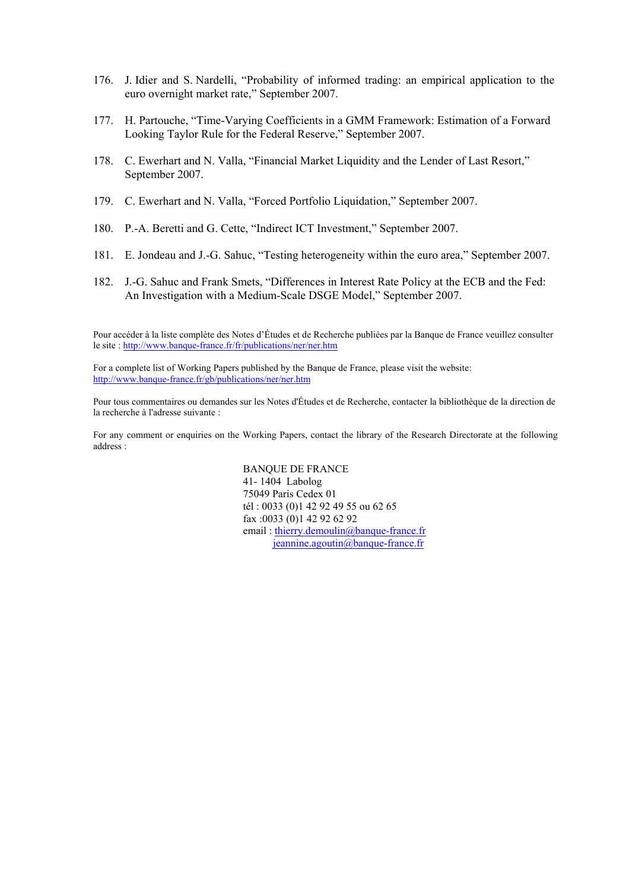176. J. Idier and S. Nardelli, "Probability of informed trading: an empirical application to the euro overnight market rate," September 2007.

177. H. Partouche, "Time-Varying Coefficients in a GMM Framework: Estimation of a Forward Looking Taylor Rule for the Federal Reserve," September 2007.

178. C. Ewerhart and N. Valla, "Financial Market Liquidity and the Lender of Last Resort," September 2007.

179. C. Ewerhart and N. Valla, "Forced Portfolio Liquidation," September 2007.

180. P.-A. Beretti and G. Cette, "Indirect ICT Investment," September 2007.

181. E. Jondeau and J.-G. Sahuc, "Testing heterogeneity within the euro area," September 2007.

182. J.-G. Sahuc and Frank Smets, "Differences in Interest Rate Policy at the ECB and the Fed: An Investigation with a Medium-Scale DSGE Model," September 2007.

Pour accéder à la liste complète des Notes d'Études et de Recherche publiées par la Banque de France veuillez consulter le site : http://www.banque-france.fr/fr/publications/ner/ner.htm

For a complete list of Working Papers published by the Banque de France, please visit the website: http://www.banque-france.fr/gb/publications/ner/ner.htm

Pour tous commentaires ou demandes sur les Notes d'Études et de Recherche, contacter la bibliothèque de la direction de la recherche à l'adresse suivante :

For any comment or enquiries on the Working Papers, contact the library of the Research Directorate at the following address :

BANQUE DE FRANCE  
41- 1404 Labolog  
75049 Paris Cedex 01  
tél : 0033 (0)1 42 92 49 55 ou 62 65  
fax :0033 (0)1 42 92 62 92  
email : thierry.demoulin@banque-france.fr  
jeannine.agoutin@banque-france.fr